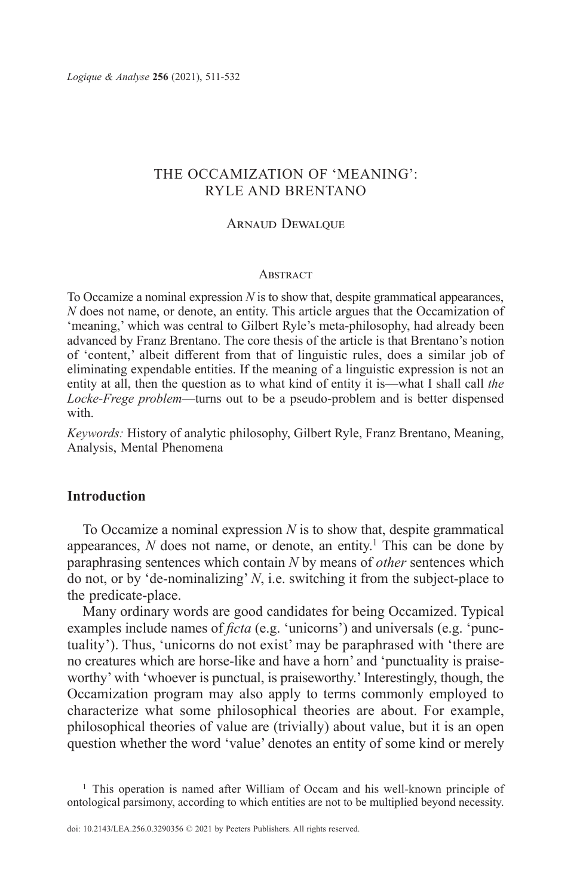# THE OCCAMIZATION OF 'MEANING': RYLE AND BRENTANO

Arnaud Dewalque

## Abstract

To Occamize a nominal expression *N* is to show that, despite grammatical appearances, *N* does not name, or denote, an entity. This article argues that the Occamization of 'meaning,' which was central to Gilbert Ryle's meta-philosophy, had already been advanced by Franz Brentano. The core thesis of the article is that Brentano's notion of 'content,' albeit different from that of linguistic rules, does a similar job of eliminating expendable entities. If the meaning of a linguistic expression is not an entity at all, then the question as to what kind of entity it is—what I shall call *the Locke-Frege problem*—turns out to be a pseudo-problem and is better dispensed with.

*Keywords:* History of analytic philosophy, Gilbert Ryle, Franz Brentano, Meaning, Analysis, Mental Phenomena

## Introduction

To Occamize a nominal expression *N* is to show that, despite grammatical appearances, *N* does not name, or denote, an entity.[1] This can be done by paraphrasing sentences which contain *N* by means of *other* sentences which do not, or by 'de-nominalizing' *N*, i.e. switching it from the subject-place to the predicate-place.

Many ordinary words are good candidates for being Occamized. Typical examples include names of *ficta* (e.g. 'unicorns') and universals (e.g. 'punctuality'). Thus, 'unicorns do not exist' may be paraphrased with 'there are no creatures which are horse-like and have a horn' and 'punctuality is praiseworthy' with 'whoever is punctual, is praiseworthy.' Interestingly, though, the Occamization program may also apply to terms commonly employed to characterize what some philosophical theories are about. For example, philosophical theories of value are (trivially) about value, but it is an open question whether the word 'value' denotes an entity of some kind or merely

[1] This operation is named after William of Occam and his well-known principle of ontological parsimony, according to which entities are not to be multiplied beyond necessity.

doi: 10.2143/LEA.256.0.3290356 © 2021 by Peeters Publishers. All rights reserved.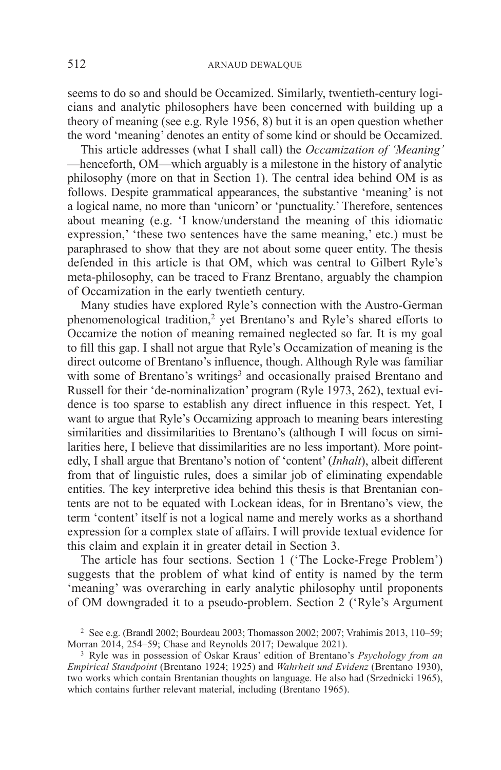seems to do so and should be Occamized. Similarly, twentieth-century logicians and analytic philosophers have been concerned with building up a theory of meaning (see e.g. Ryle 1956, 8) but it is an open question whether the word 'meaning' denotes an entity of some kind or should be Occamized.

This article addresses (what I shall call) the *Occamization of 'Meaning'* —henceforth, OM—which arguably is a milestone in the history of analytic philosophy (more on that in Section 1). The central idea behind OM is as follows. Despite grammatical appearances, the substantive 'meaning' is not a logical name, no more than 'unicorn' or 'punctuality.' Therefore, sentences about meaning (e.g. 'I know/understand the meaning of this idiomatic expression,' 'these two sentences have the same meaning,' etc.) must be paraphrased to show that they are not about some queer entity. The thesis defended in this article is that OM, which was central to Gilbert Ryle's meta-philosophy, can be traced to Franz Brentano, arguably the champion of Occamization in the early twentieth century.

Many studies have explored Ryle's connection with the Austro-German phenomenological tradition,[2] yet Brentano's and Ryle's shared efforts to Occamize the notion of meaning remained neglected so far. It is my goal to fill this gap. I shall not argue that Ryle's Occamization of meaning is the direct outcome of Brentano's influence, though. Although Ryle was familiar with some of Brentano's writings[3] and occasionally praised Brentano and Russell for their 'de-nominalization' program (Ryle 1973, 262), textual evidence is too sparse to establish any direct influence in this respect. Yet, I want to argue that Ryle's Occamizing approach to meaning bears interesting similarities and dissimilarities to Brentano's (although I will focus on similarities here, I believe that dissimilarities are no less important). More pointedly, I shall argue that Brentano's notion of 'content' (*Inhalt*), albeit different from that of linguistic rules, does a similar job of eliminating expendable entities. The key interpretive idea behind this thesis is that Brentanian contents are not to be equated with Lockean ideas, for in Brentano's view, the term 'content' itself is not a logical name and merely works as a shorthand expression for a complex state of affairs. I will provide textual evidence for this claim and explain it in greater detail in Section 3.

The article has four sections. Section 1 ('The Locke-Frege Problem') suggests that the problem of what kind of entity is named by the term 'meaning' was overarching in early analytic philosophy until proponents of OM downgraded it to a pseudo-problem. Section 2 ('Ryle's Argument

[2] See e.g. (Brandl 2002; Bourdeau 2003; Thomasson 2002; 2007; Vrahimis 2013, 110–59; Morran 2014, 254–59; Chase and Reynolds 2017; Dewalque 2021).

[3] Ryle was in possession of Oskar Kraus' edition of Brentano's *Psychology from an Empirical Standpoint* (Brentano 1924; 1925) and *Wahrheit und Evidenz* (Brentano 1930), two works which contain Brentanian thoughts on language. He also had (Srzednicki 1965), which contains further relevant material, including (Brentano 1965).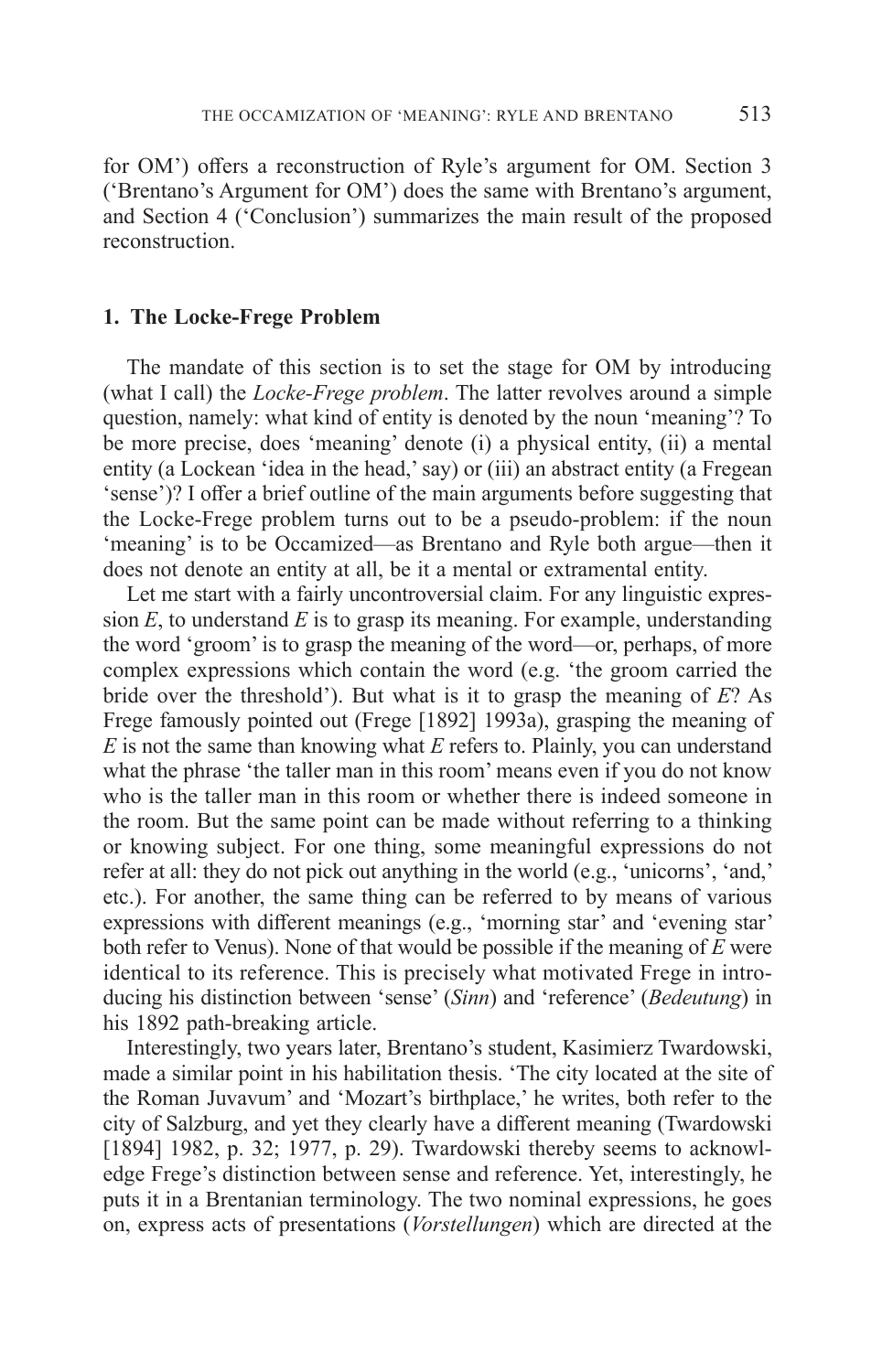for OM') offers a reconstruction of Ryle's argument for OM. Section 3 ('Brentano's Argument for OM') does the same with Brentano's argument, and Section 4 ('Conclusion') summarizes the main result of the proposed reconstruction.

## 1. The Locke-Frege Problem

The mandate of this section is to set the stage for OM by introducing (what I call) the *Locke-Frege problem*. The latter revolves around a simple question, namely: what kind of entity is denoted by the noun 'meaning'? To be more precise, does 'meaning' denote (i) a physical entity, (ii) a mental entity (a Lockean 'idea in the head,' say) or (iii) an abstract entity (a Fregean 'sense')? I offer a brief outline of the main arguments before suggesting that the Locke-Frege problem turns out to be a pseudo-problem: if the noun 'meaning' is to be Occamized—as Brentano and Ryle both argue—then it does not denote an entity at all, be it a mental or extramental entity.

Let me start with a fairly uncontroversial claim. For any linguistic expression *E*, to understand *E* is to grasp its meaning. For example, understanding the word 'groom' is to grasp the meaning of the word—or, perhaps, of more complex expressions which contain the word (e.g. 'the groom carried the bride over the threshold'). But what is it to grasp the meaning of *E*? As Frege famously pointed out (Frege [1892] 1993a), grasping the meaning of *E* is not the same than knowing what *E* refers to. Plainly, you can understand what the phrase 'the taller man in this room' means even if you do not know who is the taller man in this room or whether there is indeed someone in the room. But the same point can be made without referring to a thinking or knowing subject. For one thing, some meaningful expressions do not refer at all: they do not pick out anything in the world (e.g., 'unicorns', 'and,' etc.). For another, the same thing can be referred to by means of various expressions with different meanings (e.g., 'morning star' and 'evening star' both refer to Venus). None of that would be possible if the meaning of *E* were identical to its reference. This is precisely what motivated Frege in introducing his distinction between 'sense' (*Sinn*) and 'reference' (*Bedeutung*) in his 1892 path-breaking article.

Interestingly, two years later, Brentano's student, Kasimierz Twardowski, made a similar point in his habilitation thesis. 'The city located at the site of the Roman Juvavum' and 'Mozart's birthplace,' he writes, both refer to the city of Salzburg, and yet they clearly have a different meaning (Twardowski [1894] 1982, p. 32; 1977, p. 29). Twardowski thereby seems to acknowledge Frege's distinction between sense and reference. Yet, interestingly, he puts it in a Brentanian terminology. The two nominal expressions, he goes on, express acts of presentations (*Vorstellungen*) which are directed at the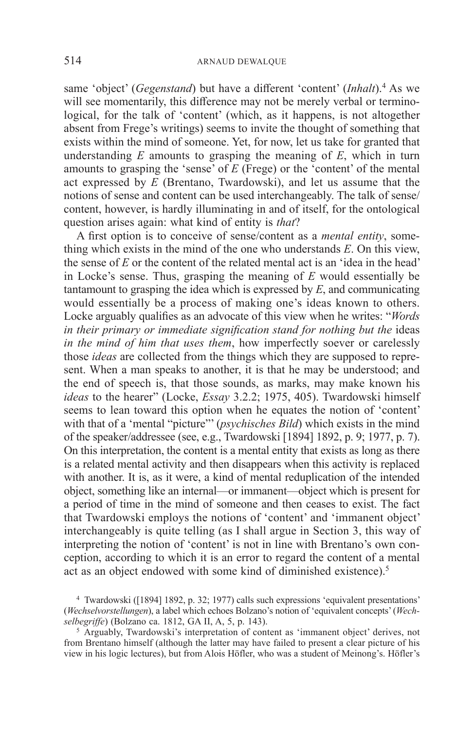same 'object' (*Gegenstand*) but have a different 'content' (*Inhalt*).[4] As we will see momentarily, this difference may not be merely verbal or terminological, for the talk of 'content' (which, as it happens, is not altogether absent from Frege's writings) seems to invite the thought of something that exists within the mind of someone. Yet, for now, let us take for granted that understanding *E* amounts to grasping the meaning of *E*, which in turn amounts to grasping the 'sense' of *E* (Frege) or the 'content' of the mental act expressed by *E* (Brentano, Twardowski), and let us assume that the notions of sense and content can be used interchangeably. The talk of sense/content, however, is hardly illuminating in and of itself, for the ontological question arises again: what kind of entity is *that*?

A first option is to conceive of sense/content as a *mental entity*, something which exists in the mind of the one who understands *E*. On this view, the sense of *E* or the content of the related mental act is an 'idea in the head' in Locke's sense. Thus, grasping the meaning of *E* would essentially be tantamount to grasping the idea which is expressed by *E*, and communicating would essentially be a process of making one's ideas known to others. Locke arguably qualifies as an advocate of this view when he writes: "*Words in their primary or immediate signification stand for nothing but the* ideas *in the mind of him that uses them*, how imperfectly soever or carelessly those *ideas* are collected from the things which they are supposed to represent. When a man speaks to another, it is that he may be understood; and the end of speech is, that those sounds, as marks, may make known his *ideas* to the hearer" (Locke, *Essay* 3.2.2; 1975, 405). Twardowski himself seems to lean toward this option when he equates the notion of 'content' with that of a 'mental "picture"' (*psychisches Bild*) which exists in the mind of the speaker/addressee (see, e.g., Twardowski [1894] 1892, p. 9; 1977, p. 7). On this interpretation, the content is a mental entity that exists as long as there is a related mental activity and then disappears when this activity is replaced with another. It is, as it were, a kind of mental reduplication of the intended object, something like an internal—or immanent—object which is present for a period of time in the mind of someone and then ceases to exist. The fact that Twardowski employs the notions of 'content' and 'immanent object' interchangeably is quite telling (as I shall argue in Section 3, this way of interpreting the notion of 'content' is not in line with Brentano's own conception, according to which it is an error to regard the content of a mental act as an object endowed with some kind of diminished existence).[5]

[4] Twardowski ([1894] 1892, p. 32; 1977) calls such expressions 'equivalent presentations' (*Wechselvorstellungen*), a label which echoes Bolzano's notion of 'equivalent concepts' (*Wechselbegriffe*) (Bolzano ca. 1812, GA II, A, 5, p. 143).

[5] Arguably, Twardowski's interpretation of content as 'immanent object' derives, not from Brentano himself (although the latter may have failed to present a clear picture of his view in his logic lectures), but from Alois Höfler, who was a student of Meinong's. Höfler's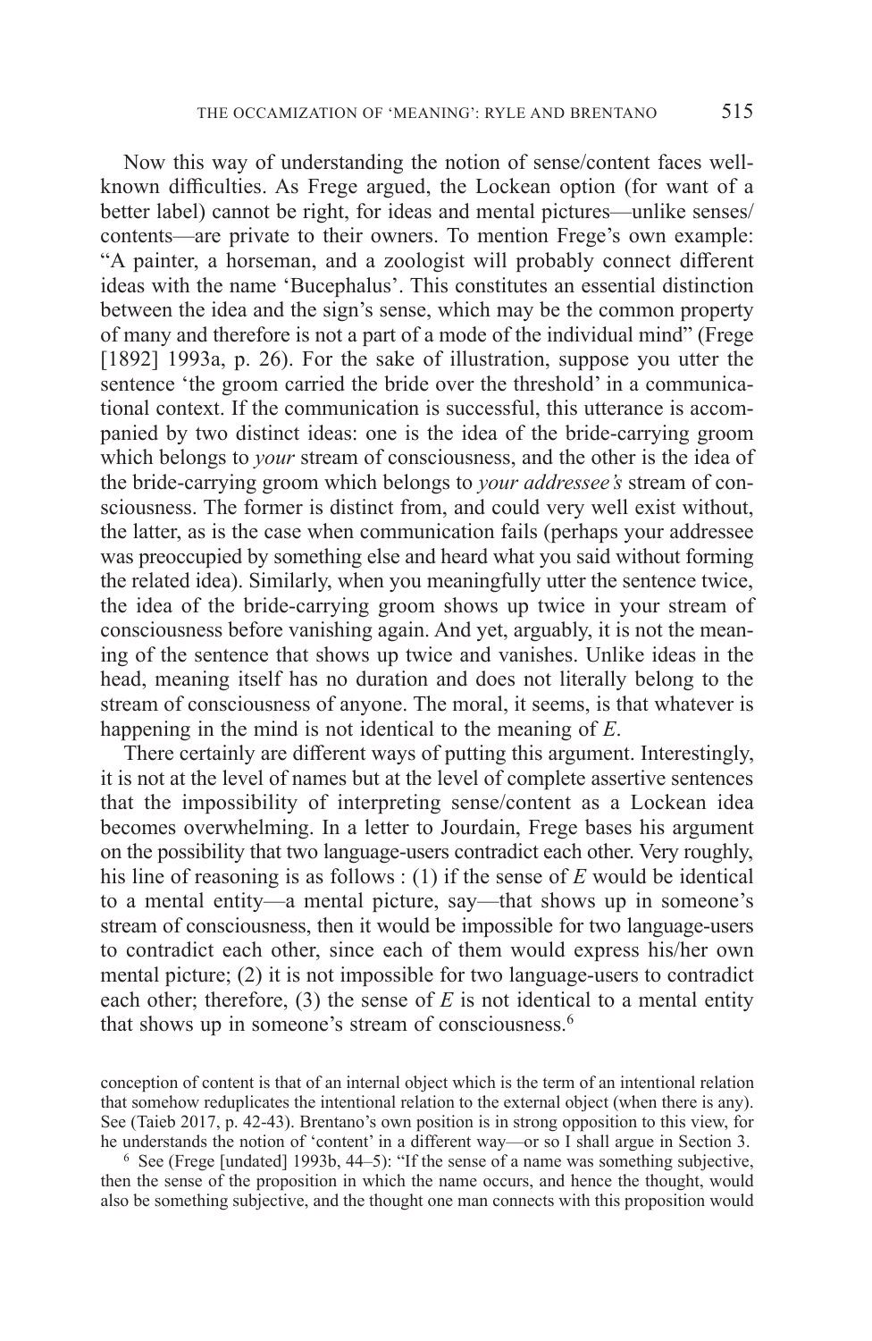Now this way of understanding the notion of sense/content faces well-known difficulties. As Frege argued, the Lockean option (for want of a better label) cannot be right, for ideas and mental pictures—unlike senses/contents—are private to their owners. To mention Frege's own example: "A painter, a horseman, and a zoologist will probably connect different ideas with the name 'Bucephalus'. This constitutes an essential distinction between the idea and the sign's sense, which may be the common property of many and therefore is not a part of a mode of the individual mind" (Frege [1892] 1993a, p. 26). For the sake of illustration, suppose you utter the sentence 'the groom carried the bride over the threshold' in a communicational context. If the communication is successful, this utterance is accompanied by two distinct ideas: one is the idea of the bride-carrying groom which belongs to *your* stream of consciousness, and the other is the idea of the bride-carrying groom which belongs to *your addressee's* stream of consciousness. The former is distinct from, and could very well exist without, the latter, as is the case when communication fails (perhaps your addressee was preoccupied by something else and heard what you said without forming the related idea). Similarly, when you meaningfully utter the sentence twice, the idea of the bride-carrying groom shows up twice in your stream of consciousness before vanishing again. And yet, arguably, it is not the meaning of the sentence that shows up twice and vanishes. Unlike ideas in the head, meaning itself has no duration and does not literally belong to the stream of consciousness of anyone. The moral, it seems, is that whatever is happening in the mind is not identical to the meaning of *E*.

There certainly are different ways of putting this argument. Interestingly, it is not at the level of names but at the level of complete assertive sentences that the impossibility of interpreting sense/content as a Lockean idea becomes overwhelming. In a letter to Jourdain, Frege bases his argument on the possibility that two language-users contradict each other. Very roughly, his line of reasoning is as follows : (1) if the sense of *E* would be identical to a mental entity—a mental picture, say—that shows up in someone's stream of consciousness, then it would be impossible for two language-users to contradict each other, since each of them would express his/her own mental picture; (2) it is not impossible for two language-users to contradict each other; therefore, (3) the sense of *E* is not identical to a mental entity that shows up in someone's stream of consciousness.[6]

conception of content is that of an internal object which is the term of an intentional relation that somehow reduplicates the intentional relation to the external object (when there is any). See (Taieb 2017, p. 42-43). Brentano's own position is in strong opposition to this view, for he understands the notion of 'content' in a different way—or so I shall argue in Section 3.

[6] See (Frege [undated] 1993b, 44–5): "If the sense of a name was something subjective, then the sense of the proposition in which the name occurs, and hence the thought, would also be something subjective, and the thought one man connects with this proposition would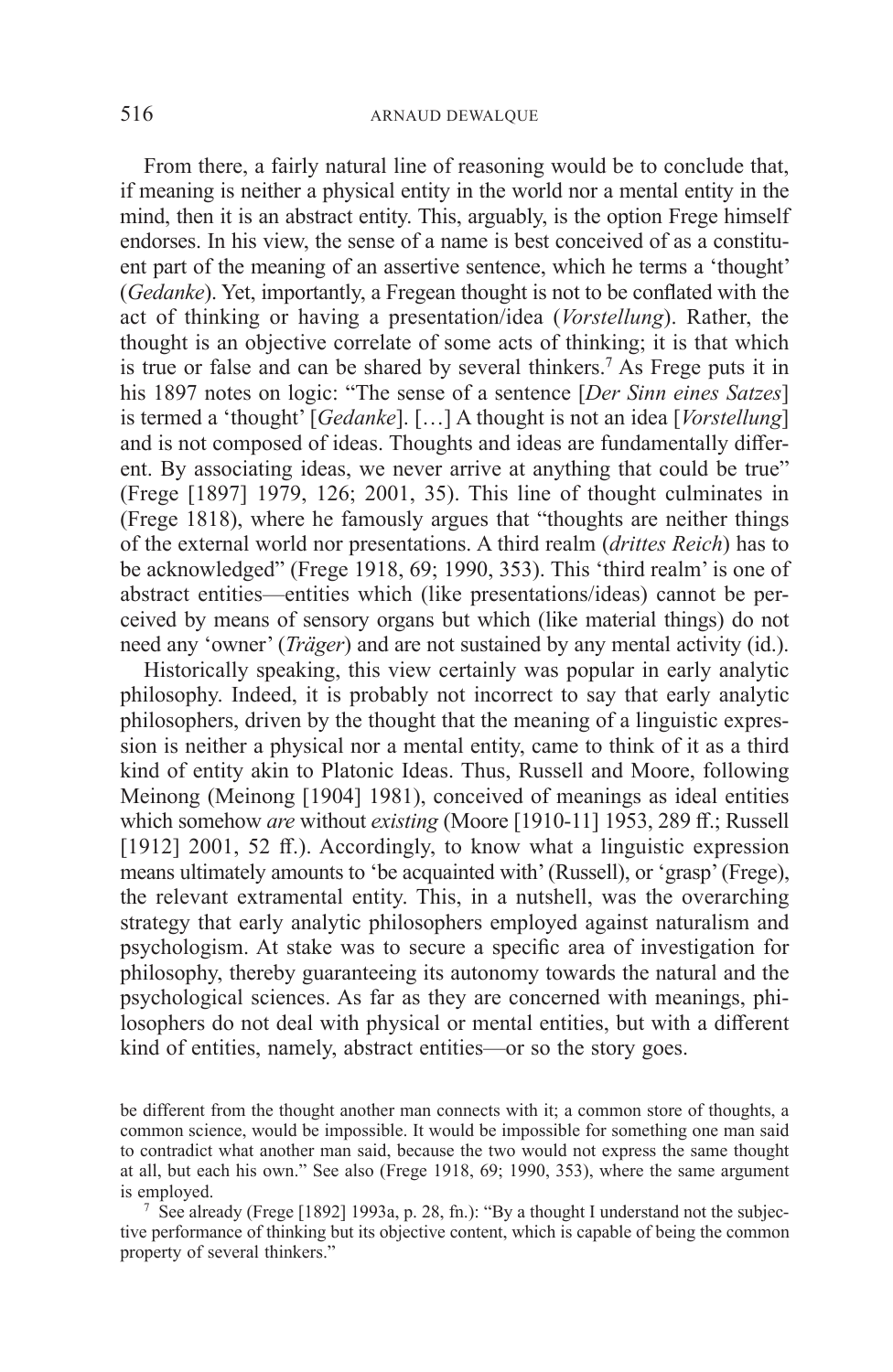From there, a fairly natural line of reasoning would be to conclude that, if meaning is neither a physical entity in the world nor a mental entity in the mind, then it is an abstract entity. This, arguably, is the option Frege himself endorses. In his view, the sense of a name is best conceived of as a constituent part of the meaning of an assertive sentence, which he terms a 'thought' (*Gedanke*). Yet, importantly, a Fregean thought is not to be conflated with the act of thinking or having a presentation/idea (*Vorstellung*). Rather, the thought is an objective correlate of some acts of thinking; it is that which is true or false and can be shared by several thinkers.[7] As Frege puts it in his 1897 notes on logic: "The sense of a sentence [*Der Sinn eines Satzes*] is termed a 'thought' [*Gedanke*]. […] A thought is not an idea [*Vorstellung*] and is not composed of ideas. Thoughts and ideas are fundamentally different. By associating ideas, we never arrive at anything that could be true" (Frege [1897] 1979, 126; 2001, 35). This line of thought culminates in (Frege 1818), where he famously argues that "thoughts are neither things of the external world nor presentations. A third realm (*drittes Reich*) has to be acknowledged" (Frege 1918, 69; 1990, 353). This 'third realm' is one of abstract entities—entities which (like presentations/ideas) cannot be perceived by means of sensory organs but which (like material things) do not need any 'owner' (*Träger*) and are not sustained by any mental activity (id.).

Historically speaking, this view certainly was popular in early analytic philosophy. Indeed, it is probably not incorrect to say that early analytic philosophers, driven by the thought that the meaning of a linguistic expression is neither a physical nor a mental entity, came to think of it as a third kind of entity akin to Platonic Ideas. Thus, Russell and Moore, following Meinong (Meinong [1904] 1981), conceived of meanings as ideal entities which somehow *are* without *existing* (Moore [1910-11] 1953, 289 ff.; Russell [1912] 2001, 52 ff.). Accordingly, to know what a linguistic expression means ultimately amounts to 'be acquainted with' (Russell), or 'grasp' (Frege), the relevant extramental entity. This, in a nutshell, was the overarching strategy that early analytic philosophers employed against naturalism and psychologism. At stake was to secure a specific area of investigation for philosophy, thereby guaranteeing its autonomy towards the natural and the psychological sciences. As far as they are concerned with meanings, philosophers do not deal with physical or mental entities, but with a different kind of entities, namely, abstract entities—or so the story goes.

be different from the thought another man connects with it; a common store of thoughts, a common science, would be impossible. It would be impossible for something one man said to contradict what another man said, because the two would not express the same thought at all, but each his own." See also (Frege 1918, 69; 1990, 353), where the same argument is employed.

[7] See already (Frege [1892] 1993a, p. 28, fn.): "By a thought I understand not the subjective performance of thinking but its objective content, which is capable of being the common property of several thinkers."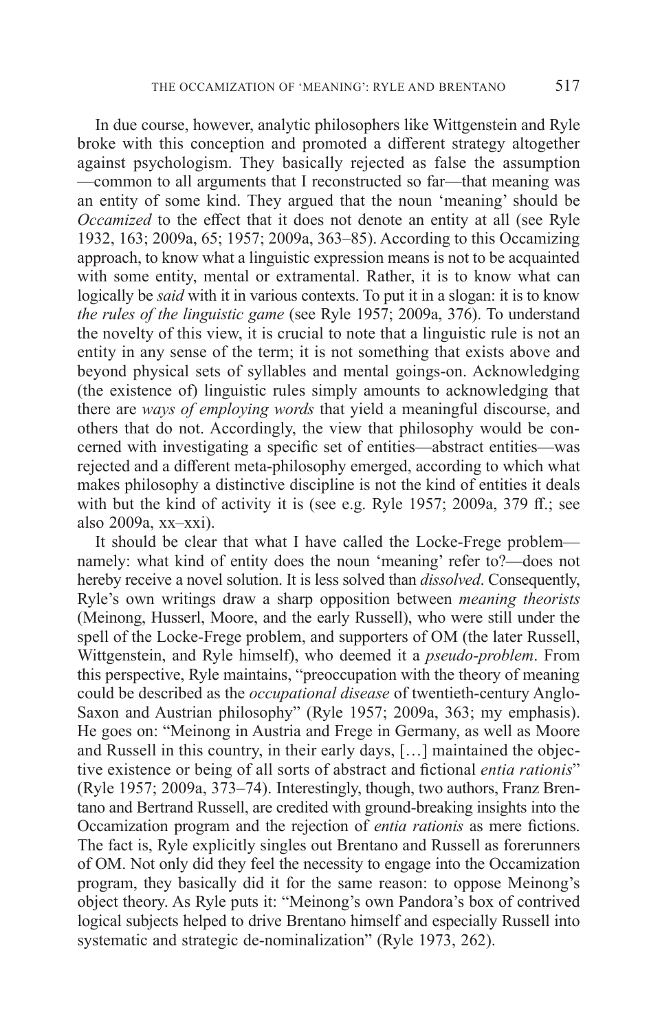In due course, however, analytic philosophers like Wittgenstein and Ryle broke with this conception and promoted a different strategy altogether against psychologism. They basically rejected as false the assumption —common to all arguments that I reconstructed so far—that meaning was an entity of some kind. They argued that the noun 'meaning' should be *Occamized* to the effect that it does not denote an entity at all (see Ryle 1932, 163; 2009a, 65; 1957; 2009a, 363–85). According to this Occamizing approach, to know what a linguistic expression means is not to be acquainted with some entity, mental or extramental. Rather, it is to know what can logically be *said* with it in various contexts. To put it in a slogan: it is to know *the rules of the linguistic game* (see Ryle 1957; 2009a, 376). To understand the novelty of this view, it is crucial to note that a linguistic rule is not an entity in any sense of the term; it is not something that exists above and beyond physical sets of syllables and mental goings-on. Acknowledging (the existence of) linguistic rules simply amounts to acknowledging that there are *ways of employing words* that yield a meaningful discourse, and others that do not. Accordingly, the view that philosophy would be concerned with investigating a specific set of entities—abstract entities—was rejected and a different meta-philosophy emerged, according to which what makes philosophy a distinctive discipline is not the kind of entities it deals with but the kind of activity it is (see e.g. Ryle 1957; 2009a, 379 ff.; see also 2009a, xx–xxi).

It should be clear that what I have called the Locke-Frege problem—namely: what kind of entity does the noun 'meaning' refer to?—does not hereby receive a novel solution. It is less solved than *dissolved*. Consequently, Ryle's own writings draw a sharp opposition between *meaning theorists* (Meinong, Husserl, Moore, and the early Russell), who were still under the spell of the Locke-Frege problem, and supporters of OM (the later Russell, Wittgenstein, and Ryle himself), who deemed it a *pseudo-problem*. From this perspective, Ryle maintains, "preoccupation with the theory of meaning could be described as the *occupational disease* of twentieth-century Anglo-Saxon and Austrian philosophy" (Ryle 1957; 2009a, 363; my emphasis). He goes on: "Meinong in Austria and Frege in Germany, as well as Moore and Russell in this country, in their early days, […] maintained the objective existence or being of all sorts of abstract and fictional *entia rationis*" (Ryle 1957; 2009a, 373–74). Interestingly, though, two authors, Franz Brentano and Bertrand Russell, are credited with ground-breaking insights into the Occamization program and the rejection of *entia rationis* as mere fictions. The fact is, Ryle explicitly singles out Brentano and Russell as forerunners of OM. Not only did they feel the necessity to engage into the Occamization program, they basically did it for the same reason: to oppose Meinong's object theory. As Ryle puts it: "Meinong's own Pandora's box of contrived logical subjects helped to drive Brentano himself and especially Russell into systematic and strategic de-nominalization" (Ryle 1973, 262).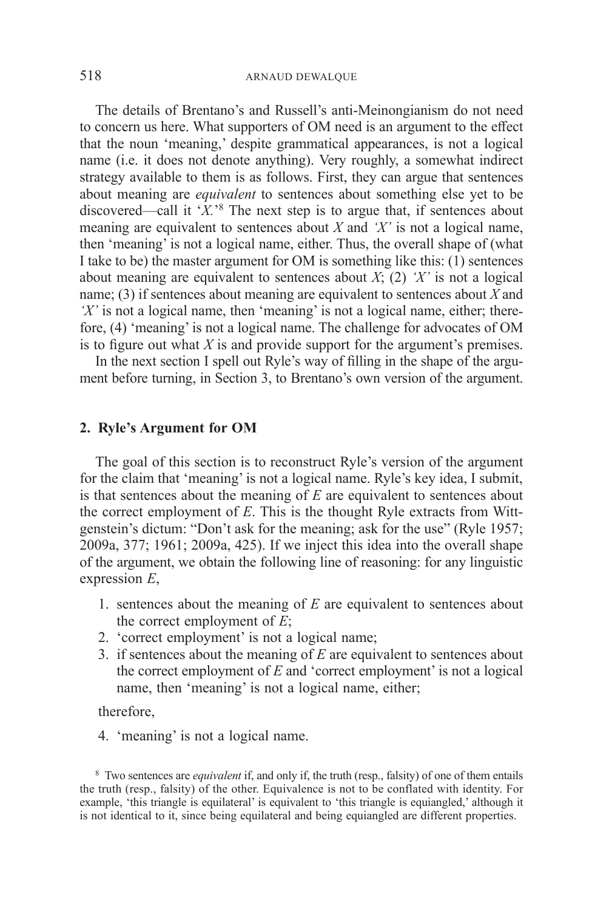The details of Brentano's and Russell's anti-Meinongianism do not need to concern us here. What supporters of OM need is an argument to the effect that the noun 'meaning,' despite grammatical appearances, is not a logical name (i.e. it does not denote anything). Very roughly, a somewhat indirect strategy available to them is as follows. First, they can argue that sentences about meaning are *equivalent* to sentences about something else yet to be discovered—call it '*X*.'[8] The next step is to argue that, if sentences about meaning are equivalent to sentences about *X* and *'X'* is not a logical name, then 'meaning' is not a logical name, either. Thus, the overall shape of (what I take to be) the master argument for OM is something like this: (1) sentences about meaning are equivalent to sentences about *X*; (2) *'X'* is not a logical name; (3) if sentences about meaning are equivalent to sentences about *X* and *'X'* is not a logical name, then 'meaning' is not a logical name, either; therefore, (4) 'meaning' is not a logical name. The challenge for advocates of OM is to figure out what *X* is and provide support for the argument's premises.

In the next section I spell out Ryle's way of filling in the shape of the argument before turning, in Section 3, to Brentano's own version of the argument.

## 2. Ryle's Argument for OM

The goal of this section is to reconstruct Ryle's version of the argument for the claim that 'meaning' is not a logical name. Ryle's key idea, I submit, is that sentences about the meaning of *E* are equivalent to sentences about the correct employment of *E*. This is the thought Ryle extracts from Wittgenstein's dictum: "Don't ask for the meaning; ask for the use" (Ryle 1957; 2009a, 377; 1961; 2009a, 425). If we inject this idea into the overall shape of the argument, we obtain the following line of reasoning: for any linguistic expression *E*,

1. sentences about the meaning of *E* are equivalent to sentences about the correct employment of *E*;
2. 'correct employment' is not a logical name;
3. if sentences about the meaning of *E* are equivalent to sentences about the correct employment of *E* and 'correct employment' is not a logical name, then 'meaning' is not a logical name, either;

therefore,

4. 'meaning' is not a logical name.

[8] Two sentences are *equivalent* if, and only if, the truth (resp., falsity) of one of them entails the truth (resp., falsity) of the other. Equivalence is not to be conflated with identity. For example, 'this triangle is equilateral' is equivalent to 'this triangle is equiangled,' although it is not identical to it, since being equilateral and being equiangled are different properties.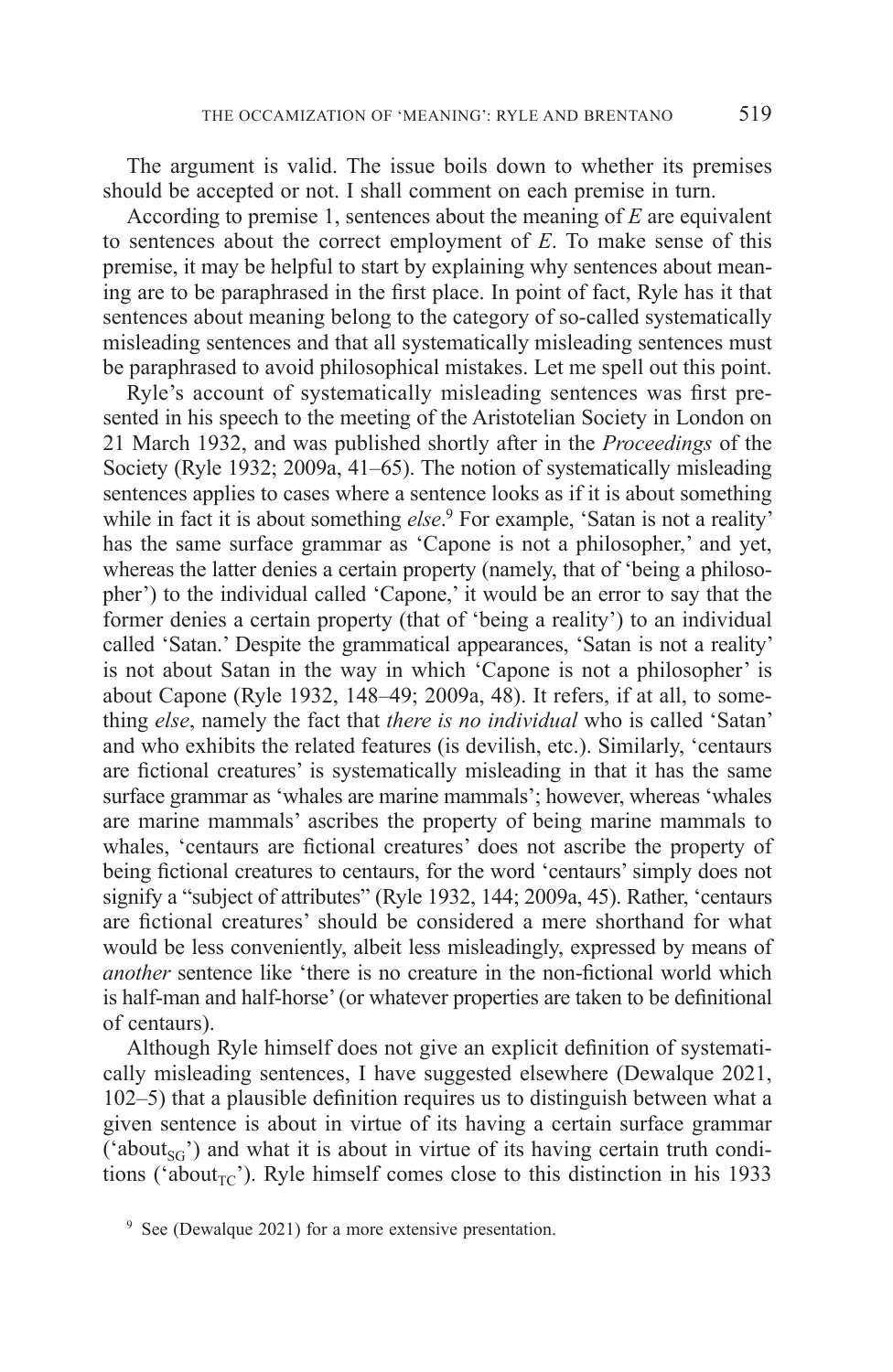The argument is valid. The issue boils down to whether its premises should be accepted or not. I shall comment on each premise in turn.

According to premise 1, sentences about the meaning of *E* are equivalent to sentences about the correct employment of *E*. To make sense of this premise, it may be helpful to start by explaining why sentences about meaning are to be paraphrased in the first place. In point of fact, Ryle has it that sentences about meaning belong to the category of so-called systematically misleading sentences and that all systematically misleading sentences must be paraphrased to avoid philosophical mistakes. Let me spell out this point.

Ryle's account of systematically misleading sentences was first presented in his speech to the meeting of the Aristotelian Society in London on 21 March 1932, and was published shortly after in the *Proceedings* of the Society (Ryle 1932; 2009a, 41–65). The notion of systematically misleading sentences applies to cases where a sentence looks as if it is about something while in fact it is about something *else*.[9] For example, 'Satan is not a reality' has the same surface grammar as 'Capone is not a philosopher,' and yet, whereas the latter denies a certain property (namely, that of 'being a philosopher') to the individual called 'Capone,' it would be an error to say that the former denies a certain property (that of 'being a reality') to an individual called 'Satan.' Despite the grammatical appearances, 'Satan is not a reality' is not about Satan in the way in which 'Capone is not a philosopher' is about Capone (Ryle 1932, 148–49; 2009a, 48). It refers, if at all, to something *else*, namely the fact that *there is no individual* who is called 'Satan' and who exhibits the related features (is devilish, etc.). Similarly, 'centaurs are fictional creatures' is systematically misleading in that it has the same surface grammar as 'whales are marine mammals'; however, whereas 'whales are marine mammals' ascribes the property of being marine mammals to whales, 'centaurs are fictional creatures' does not ascribe the property of being fictional creatures to centaurs, for the word 'centaurs' simply does not signify a "subject of attributes" (Ryle 1932, 144; 2009a, 45). Rather, 'centaurs are fictional creatures' should be considered a mere shorthand for what would be less conveniently, albeit less misleadingly, expressed by means of *another* sentence like 'there is no creature in the non-fictional world which is half-man and half-horse' (or whatever properties are taken to be definitional of centaurs).

Although Ryle himself does not give an explicit definition of systematically misleading sentences, I have suggested elsewhere (Dewalque 2021, 102–5) that a plausible definition requires us to distinguish between what a given sentence is about in virtue of its having a certain surface grammar ('$\text{about}_{SG}$') and what it is about in virtue of its having certain truth conditions ('$\text{about}_{TC}$'). Ryle himself comes close to this distinction in his 1933

[9] See (Dewalque 2021) for a more extensive presentation.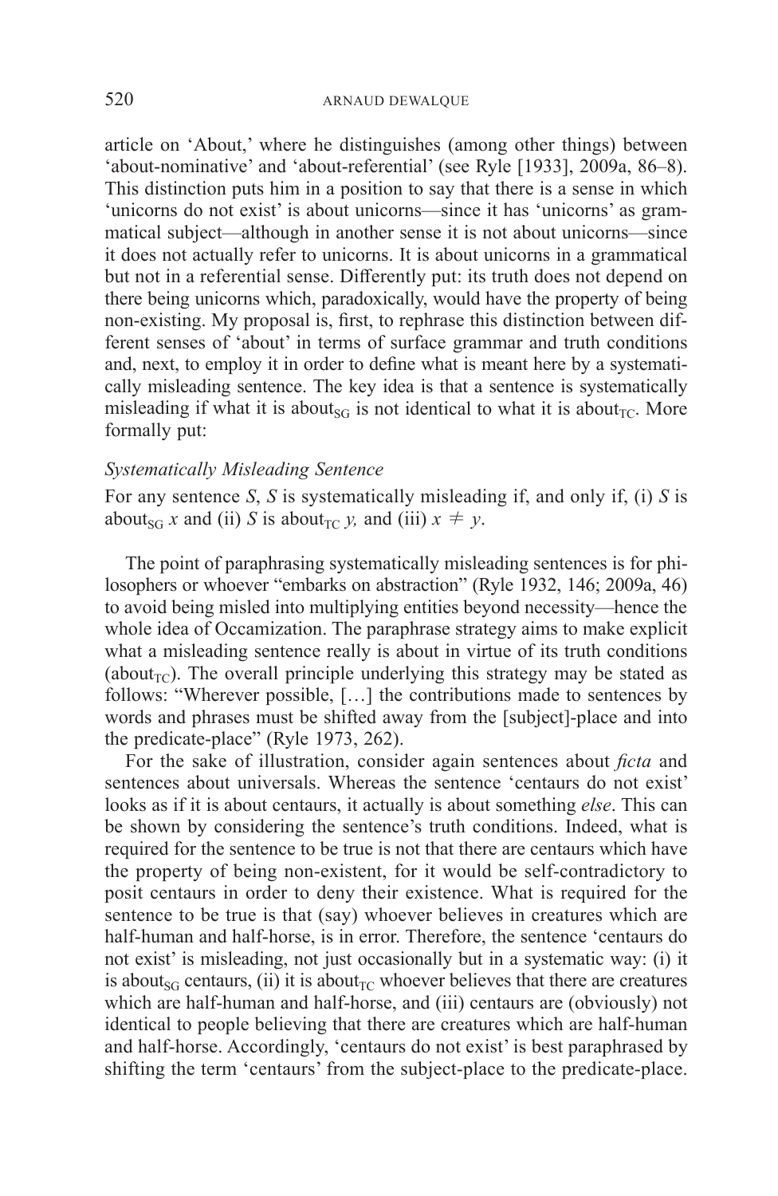article on 'About,' where he distinguishes (among other things) between 'about-nominative' and 'about-referential' (see Ryle [1933], 2009a, 86–8). This distinction puts him in a position to say that there is a sense in which 'unicorns do not exist' is about unicorns—since it has 'unicorns' as grammatical subject—although in another sense it is not about unicorns—since it does not actually refer to unicorns. It is about unicorns in a grammatical but not in a referential sense. Differently put: its truth does not depend on there being unicorns which, paradoxically, would have the property of being non-existing. My proposal is, first, to rephrase this distinction between different senses of 'about' in terms of surface grammar and truth conditions and, next, to employ it in order to define what is meant here by a systematically misleading sentence. The key idea is that a sentence is systematically misleading if what it is $\text{about}_{SG}$ is not identical to what it is $\text{about}_{TC}$. More formally put:

*Systematically Misleading Sentence*

For any sentence *S*, *S* is systematically misleading if, and only if, (i) *S* is $\text{about}_{SG}$ $x$ and (ii) *S* is $\text{about}_{TC}$ $y$, and (iii) $x \neq y$.

The point of paraphrasing systematically misleading sentences is for philosophers or whoever "embarks on abstraction" (Ryle 1932, 146; 2009a, 46) to avoid being misled into multiplying entities beyond necessity—hence the whole idea of Occamization. The paraphrase strategy aims to make explicit what a misleading sentence really is about in virtue of its truth conditions ($\text{about}_{TC}$). The overall principle underlying this strategy may be stated as follows: "Wherever possible, […] the contributions made to sentences by words and phrases must be shifted away from the [subject]-place and into the predicate-place" (Ryle 1973, 262).

For the sake of illustration, consider again sentences about *ficta* and sentences about universals. Whereas the sentence 'centaurs do not exist' looks as if it is about centaurs, it actually is about something *else*. This can be shown by considering the sentence's truth conditions. Indeed, what is required for the sentence to be true is not that there are centaurs which have the property of being non-existent, for it would be self-contradictory to posit centaurs in order to deny their existence. What is required for the sentence to be true is that (say) whoever believes in creatures which are half-human and half-horse, is in error. Therefore, the sentence 'centaurs do not exist' is misleading, not just occasionally but in a systematic way: (i) it is $\text{about}_{SG}$ centaurs, (ii) it is $\text{about}_{TC}$ whoever believes that there are creatures which are half-human and half-horse, and (iii) centaurs are (obviously) not identical to people believing that there are creatures which are half-human and half-horse. Accordingly, 'centaurs do not exist' is best paraphrased by shifting the term 'centaurs' from the subject-place to the predicate-place.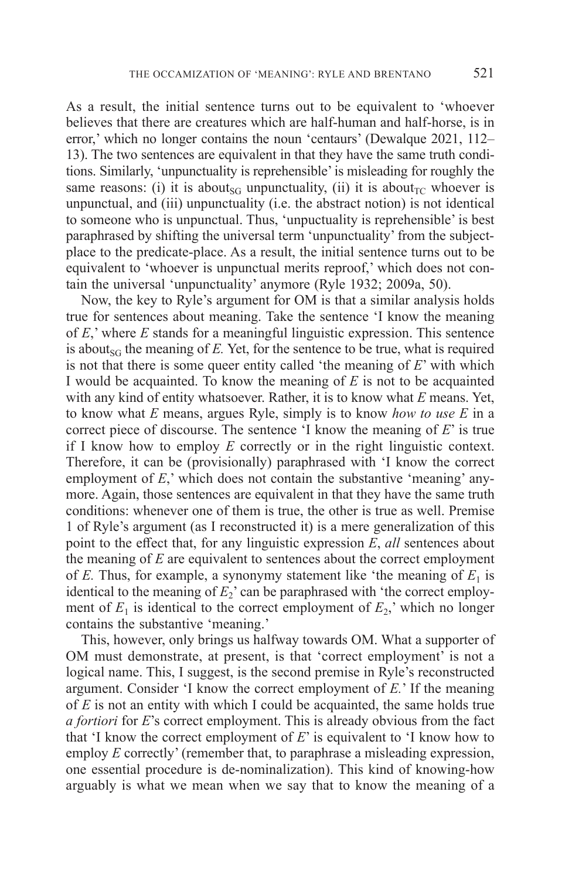As a result, the initial sentence turns out to be equivalent to 'whoever believes that there are creatures which are half-human and half-horse, is in error,' which no longer contains the noun 'centaurs' (Dewalque 2021, 112–13). The two sentences are equivalent in that they have the same truth conditions. Similarly, 'unpunctuality is reprehensible' is misleading for roughly the same reasons: (i) it is about$_{SG}$ unpunctuality, (ii) it is about$_{TC}$ whoever is unpunctual, and (iii) unpunctuality (i.e. the abstract notion) is not identical to someone who is unpunctual. Thus, 'unpuctuality is reprehensible' is best paraphrased by shifting the universal term 'unpunctuality' from the subject-place to the predicate-place. As a result, the initial sentence turns out to be equivalent to 'whoever is unpunctual merits reproof,' which does not contain the universal 'unpunctuality' anymore (Ryle 1932; 2009a, 50).

Now, the key to Ryle's argument for OM is that a similar analysis holds true for sentences about meaning. Take the sentence 'I know the meaning of *E*,' where *E* stands for a meaningful linguistic expression. This sentence is about$_{SG}$ the meaning of *E.* Yet, for the sentence to be true, what is required is not that there is some queer entity called 'the meaning of *E*' with which I would be acquainted. To know the meaning of *E* is not to be acquainted with any kind of entity whatsoever. Rather, it is to know what *E* means. Yet, to know what *E* means, argues Ryle, simply is to know *how to use E* in a correct piece of discourse. The sentence 'I know the meaning of *E*' is true if I know how to employ *E* correctly or in the right linguistic context. Therefore, it can be (provisionally) paraphrased with 'I know the correct employment of *E*,' which does not contain the substantive 'meaning' anymore. Again, those sentences are equivalent in that they have the same truth conditions: whenever one of them is true, the other is true as well. Premise 1 of Ryle's argument (as I reconstructed it) is a mere generalization of this point to the effect that, for any linguistic expression *E*, *all* sentences about the meaning of *E* are equivalent to sentences about the correct employment of *E.* Thus, for example, a synonymy statement like 'the meaning of $E_1$ is identical to the meaning of $E_2$' can be paraphrased with 'the correct employment of $E_1$ is identical to the correct employment of $E_2$,' which no longer contains the substantive 'meaning.'

This, however, only brings us halfway towards OM. What a supporter of OM must demonstrate, at present, is that 'correct employment' is not a logical name. This, I suggest, is the second premise in Ryle's reconstructed argument. Consider 'I know the correct employment of *E.*' If the meaning of *E* is not an entity with which I could be acquainted, the same holds true *a fortiori* for *E*'s correct employment. This is already obvious from the fact that 'I know the correct employment of *E*' is equivalent to 'I know how to employ *E* correctly' (remember that, to paraphrase a misleading expression, one essential procedure is de-nominalization). This kind of knowing-how arguably is what we mean when we say that to know the meaning of a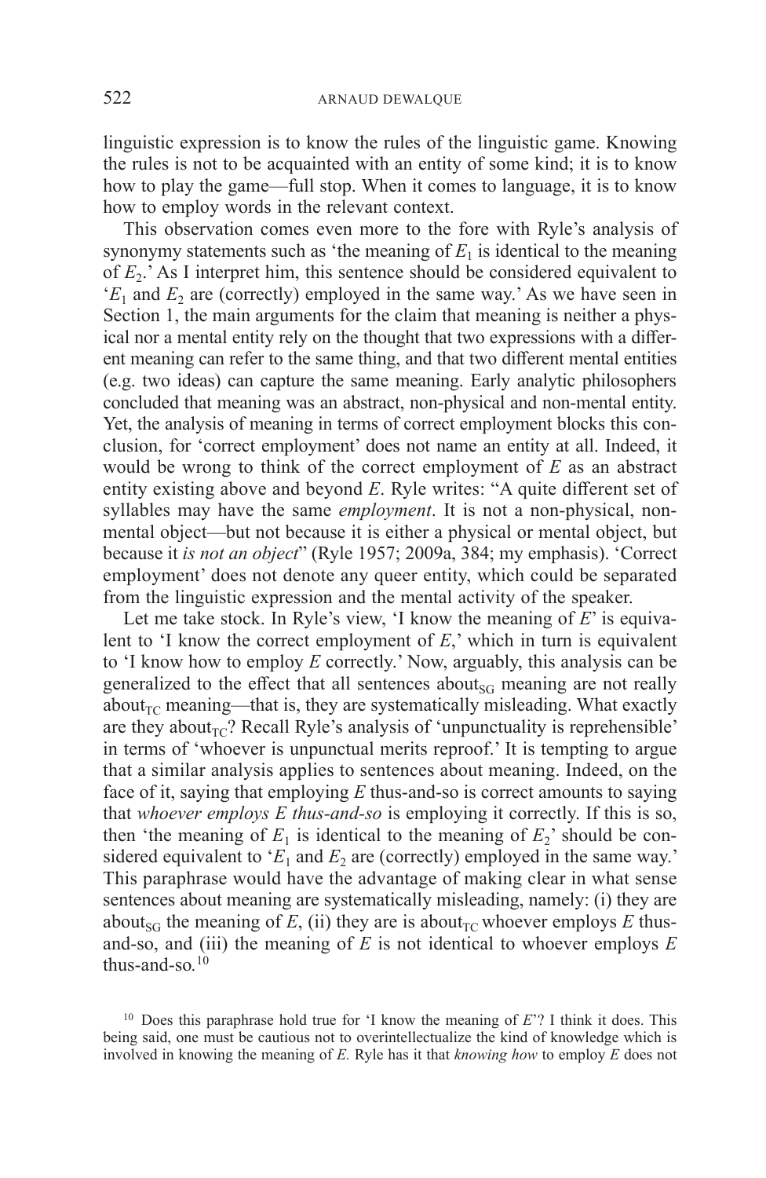linguistic expression is to know the rules of the linguistic game. Knowing the rules is not to be acquainted with an entity of some kind; it is to know how to play the game—full stop. When it comes to language, it is to know how to employ words in the relevant context.

This observation comes even more to the fore with Ryle's analysis of synonymy statements such as 'the meaning of $E_1$ is identical to the meaning of $E_2$.' As I interpret him, this sentence should be considered equivalent to '$E_1$ and $E_2$ are (correctly) employed in the same way.' As we have seen in Section 1, the main arguments for the claim that meaning is neither a physical nor a mental entity rely on the thought that two expressions with a different meaning can refer to the same thing, and that two different mental entities (e.g. two ideas) can capture the same meaning. Early analytic philosophers concluded that meaning was an abstract, non-physical and non-mental entity. Yet, the analysis of meaning in terms of correct employment blocks this conclusion, for 'correct employment' does not name an entity at all. Indeed, it would be wrong to think of the correct employment of *E* as an abstract entity existing above and beyond *E*. Ryle writes: "A quite different set of syllables may have the same *employment*. It is not a non-physical, non-mental object—but not because it is either a physical or mental object, but because it *is not an object*" (Ryle 1957; 2009a, 384; my emphasis). 'Correct employment' does not denote any queer entity, which could be separated from the linguistic expression and the mental activity of the speaker.

Let me take stock. In Ryle's view, 'I know the meaning of *E*' is equivalent to 'I know the correct employment of *E*,' which in turn is equivalent to 'I know how to employ *E* correctly.' Now, arguably, this analysis can be generalized to the effect that all sentences $\text{about}_{\text{SG}}$ meaning are not really $\text{about}_{\text{TC}}$ meaning—that is, they are systematically misleading. What exactly are they $\text{about}_{\text{TC}}$? Recall Ryle's analysis of 'unpunctuality is reprehensible' in terms of 'whoever is unpunctual merits reproof.' It is tempting to argue that a similar analysis applies to sentences about meaning. Indeed, on the face of it, saying that employing *E* thus-and-so is correct amounts to saying that *whoever employs E thus-and-so* is employing it correctly. If this is so, then 'the meaning of $E_1$ is identical to the meaning of $E_2$' should be considered equivalent to '$E_1$ and $E_2$ are (correctly) employed in the same way.' This paraphrase would have the advantage of making clear in what sense sentences about meaning are systematically misleading, namely: (i) they are $\text{about}_{\text{SG}}$ the meaning of *E*, (ii) they are is $\text{about}_{\text{TC}}$ whoever employs *E* thus-and-so, and (iii) the meaning of *E* is not identical to whoever employs *E* thus-and-so.[10]

[10] Does this paraphrase hold true for 'I know the meaning of *E*'? I think it does. This being said, one must be cautious not to overintellectualize the kind of knowledge which is involved in knowing the meaning of *E*. Ryle has it that *knowing how* to employ *E* does not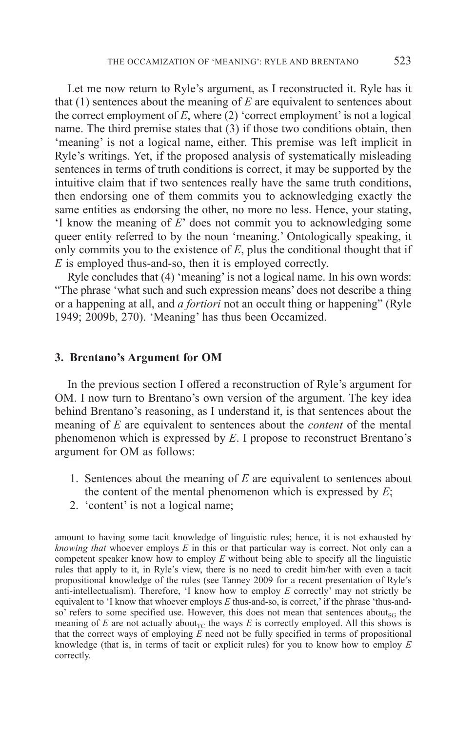Let me now return to Ryle's argument, as I reconstructed it. Ryle has it that (1) sentences about the meaning of *E* are equivalent to sentences about the correct employment of *E*, where (2) 'correct employment' is not a logical name. The third premise states that (3) if those two conditions obtain, then 'meaning' is not a logical name, either. This premise was left implicit in Ryle's writings. Yet, if the proposed analysis of systematically misleading sentences in terms of truth conditions is correct, it may be supported by the intuitive claim that if two sentences really have the same truth conditions, then endorsing one of them commits you to acknowledging exactly the same entities as endorsing the other, no more no less. Hence, your stating, 'I know the meaning of *E*' does not commit you to acknowledging some queer entity referred to by the noun 'meaning.' Ontologically speaking, it only commits you to the existence of *E*, plus the conditional thought that if *E* is employed thus-and-so, then it is employed correctly.

Ryle concludes that (4) 'meaning' is not a logical name. In his own words: "The phrase 'what such and such expression means' does not describe a thing or a happening at all, and *a fortiori* not an occult thing or happening" (Ryle 1949; 2009b, 270). 'Meaning' has thus been Occamized.

### 3. Brentano's Argument for OM

In the previous section I offered a reconstruction of Ryle's argument for OM. I now turn to Brentano's own version of the argument. The key idea behind Brentano's reasoning, as I understand it, is that sentences about the meaning of *E* are equivalent to sentences about the *content* of the mental phenomenon which is expressed by *E*. I propose to reconstruct Brentano's argument for OM as follows:

1. Sentences about the meaning of *E* are equivalent to sentences about the content of the mental phenomenon which is expressed by *E*;
2. 'content' is not a logical name;

amount to having some tacit knowledge of linguistic rules; hence, it is not exhausted by *knowing that* whoever employs *E* in this or that particular way is correct. Not only can a competent speaker know how to employ *E* without being able to specify all the linguistic rules that apply to it, in Ryle's view, there is no need to credit him/her with even a tacit propositional knowledge of the rules (see Tanney 2009 for a recent presentation of Ryle's anti-intellectualism). Therefore, 'I know how to employ *E* correctly' may not strictly be equivalent to 'I know that whoever employs *E* thus-and-so, is correct,' if the phrase 'thus-and-so' refers to some specified use. However, this does not mean that sentences about$_{SG}$ the meaning of *E* are not actually about$_{TC}$ the ways *E* is correctly employed. All this shows is that the correct ways of employing *E* need not be fully specified in terms of propositional knowledge (that is, in terms of tacit or explicit rules) for you to know how to employ *E* correctly.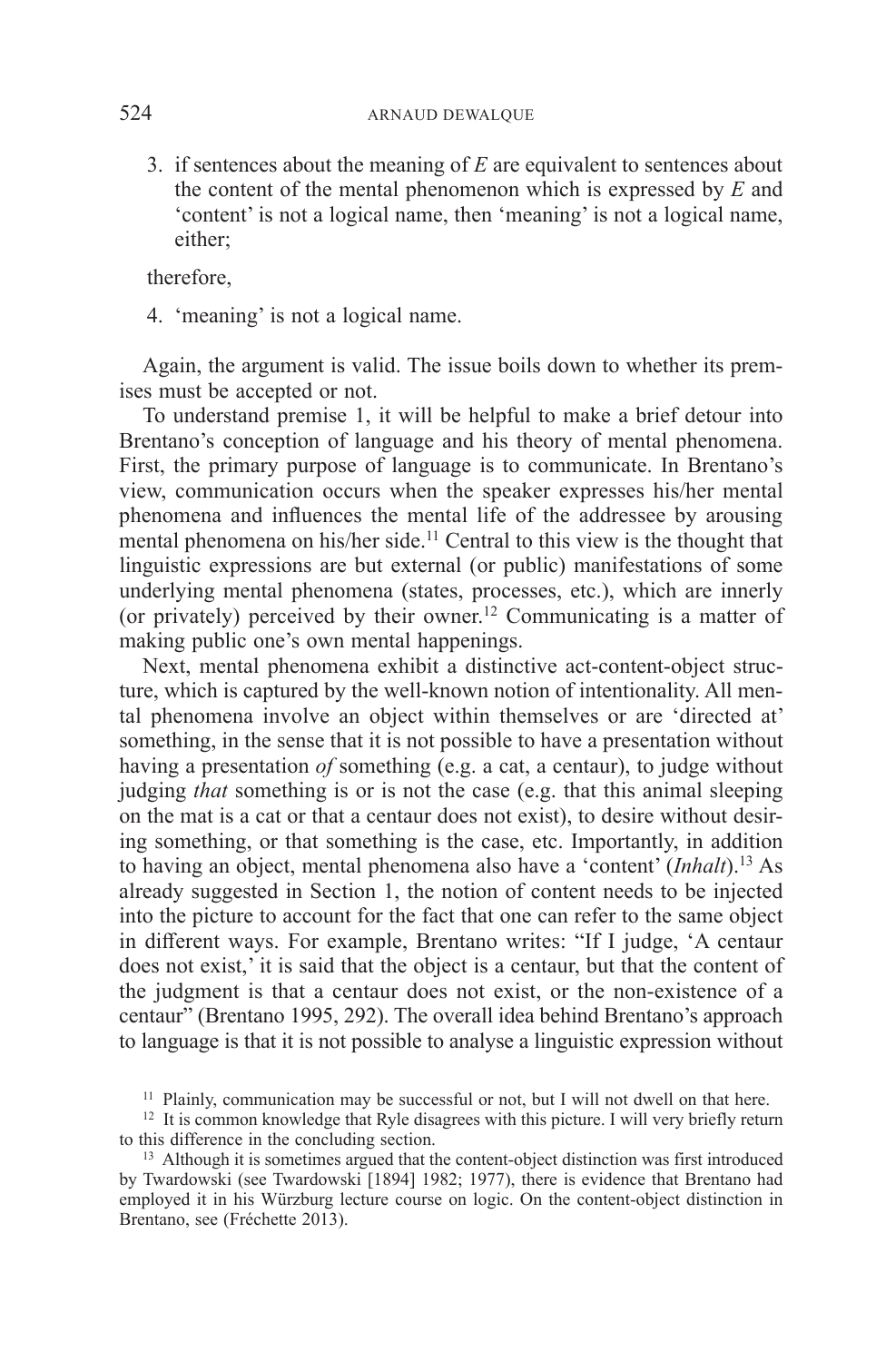3. if sentences about the meaning of *E* are equivalent to sentences about the content of the mental phenomenon which is expressed by *E* and 'content' is not a logical name, then 'meaning' is not a logical name, either;

therefore,

4. 'meaning' is not a logical name.

Again, the argument is valid. The issue boils down to whether its premises must be accepted or not.

To understand premise 1, it will be helpful to make a brief detour into Brentano's conception of language and his theory of mental phenomena. First, the primary purpose of language is to communicate. In Brentano's view, communication occurs when the speaker expresses his/her mental phenomena and influences the mental life of the addressee by arousing mental phenomena on his/her side.[11] Central to this view is the thought that linguistic expressions are but external (or public) manifestations of some underlying mental phenomena (states, processes, etc.), which are innerly (or privately) perceived by their owner.[12] Communicating is a matter of making public one's own mental happenings.

Next, mental phenomena exhibit a distinctive act-content-object structure, which is captured by the well-known notion of intentionality. All mental phenomena involve an object within themselves or are 'directed at' something, in the sense that it is not possible to have a presentation without having a presentation *of* something (e.g. a cat, a centaur), to judge without judging *that* something is or is not the case (e.g. that this animal sleeping on the mat is a cat or that a centaur does not exist), to desire without desiring something, or that something is the case, etc. Importantly, in addition to having an object, mental phenomena also have a 'content' (*Inhalt*).[13] As already suggested in Section 1, the notion of content needs to be injected into the picture to account for the fact that one can refer to the same object in different ways. For example, Brentano writes: "If I judge, 'A centaur does not exist,' it is said that the object is a centaur, but that the content of the judgment is that a centaur does not exist, or the non-existence of a centaur" (Brentano 1995, 292). The overall idea behind Brentano's approach to language is that it is not possible to analyse a linguistic expression without

[11] Plainly, communication may be successful or not, but I will not dwell on that here.

[12] It is common knowledge that Ryle disagrees with this picture. I will very briefly return to this difference in the concluding section.

[13] Although it is sometimes argued that the content-object distinction was first introduced by Twardowski (see Twardowski [1894] 1982; 1977), there is evidence that Brentano had employed it in his Würzburg lecture course on logic. On the content-object distinction in Brentano, see (Fréchette 2013).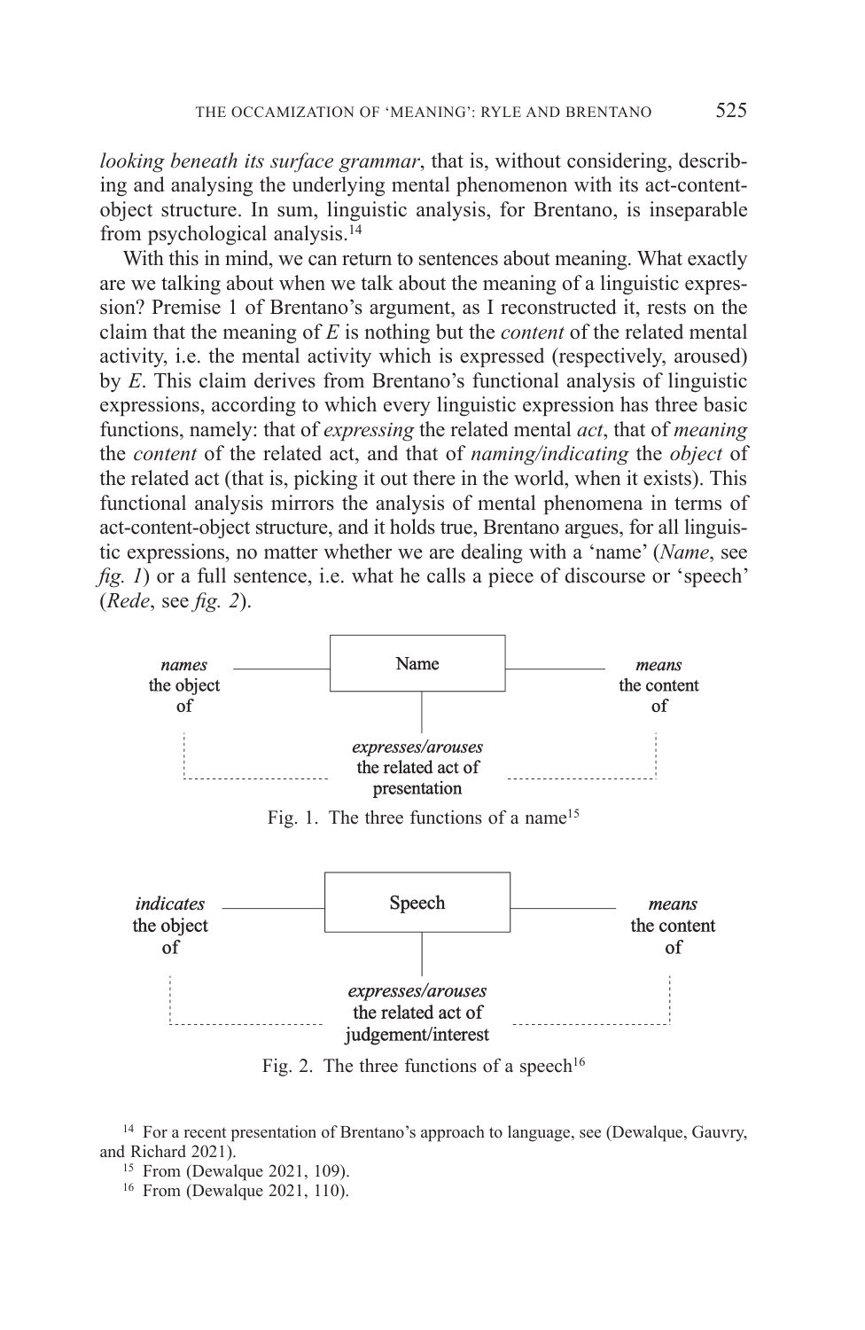*looking beneath its surface grammar*, that is, without considering, describing and analysing the underlying mental phenomenon with its act-content-object structure. In sum, linguistic analysis, for Brentano, is inseparable from psychological analysis.[14]

With this in mind, we can return to sentences about meaning. What exactly are we talking about when we talk about the meaning of a linguistic expression? Premise 1 of Brentano's argument, as I reconstructed it, rests on the claim that the meaning of *E* is nothing but the *content* of the related mental activity, i.e. the mental activity which is expressed (respectively, aroused) by *E*. This claim derives from Brentano's functional analysis of linguistic expressions, according to which every linguistic expression has three basic functions, namely: that of *expressing* the related mental *act*, that of *meaning* the *content* of the related act, and that of *naming/indicating* the *object* of the related act (that is, picking it out there in the world, when it exists). This functional analysis mirrors the analysis of mental phenomena in terms of act-content-object structure, and it holds true, Brentano argues, for all linguistic expressions, no matter whether we are dealing with a 'name' (*Name*, see *fig. 1*) or a full sentence, i.e. what he calls a piece of discourse or 'speech' (*Rede*, see *fig. 2*).

*names* the object of — Name — *means* the content of

*expresses/arouses* the related act of presentation

Fig. 1. The three functions of a name[15]

*indicates* the object of — Speech — *means* the content of

*expresses/arouses* the related act of judgement/interest

Fig. 2. The three functions of a speech[16]

[14] For a recent presentation of Brentano's approach to language, see (Dewalque, Gauvry, and Richard 2021).

[15] From (Dewalque 2021, 109).

[16] From (Dewalque 2021, 110).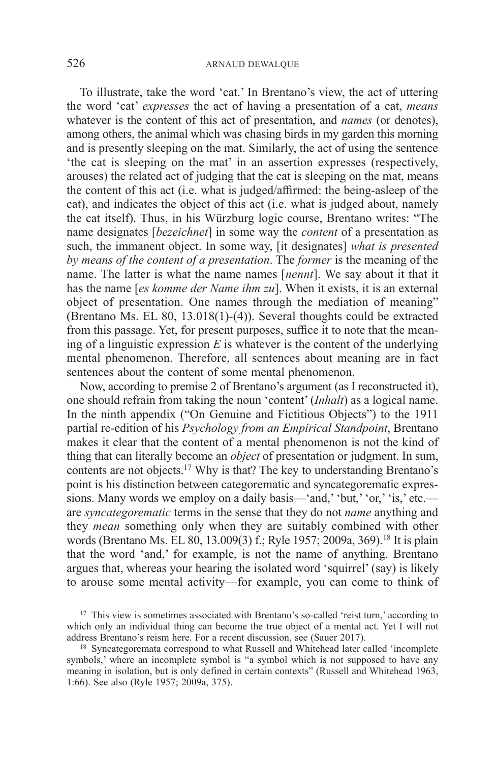To illustrate, take the word 'cat.' In Brentano's view, the act of uttering the word 'cat' *expresses* the act of having a presentation of a cat, *means* whatever is the content of this act of presentation, and *names* (or denotes), among others, the animal which was chasing birds in my garden this morning and is presently sleeping on the mat. Similarly, the act of using the sentence 'the cat is sleeping on the mat' in an assertion expresses (respectively, arouses) the related act of judging that the cat is sleeping on the mat, means the content of this act (i.e. what is judged/affirmed: the being-asleep of the cat), and indicates the object of this act (i.e. what is judged about, namely the cat itself). Thus, in his Würzburg logic course, Brentano writes: "The name designates [*bezeichnet*] in some way the *content* of a presentation as such, the immanent object. In some way, [it designates] *what is presented by means of the content of a presentation*. The *former* is the meaning of the name. The latter is what the name names [*nennt*]. We say about it that it has the name [*es komme der Name ihm zu*]. When it exists, it is an external object of presentation. One names through the mediation of meaning" (Brentano Ms. EL 80, 13.018(1)-(4)). Several thoughts could be extracted from this passage. Yet, for present purposes, suffice it to note that the meaning of a linguistic expression *E* is whatever is the content of the underlying mental phenomenon. Therefore, all sentences about meaning are in fact sentences about the content of some mental phenomenon.

Now, according to premise 2 of Brentano's argument (as I reconstructed it), one should refrain from taking the noun 'content' (*Inhalt*) as a logical name. In the ninth appendix ("On Genuine and Fictitious Objects") to the 1911 partial re-edition of his *Psychology from an Empirical Standpoint*, Brentano makes it clear that the content of a mental phenomenon is not the kind of thing that can literally become an *object* of presentation or judgment. In sum, contents are not objects.[17] Why is that? The key to understanding Brentano's point is his distinction between categorematic and syncategorematic expressions. Many words we employ on a daily basis—'and,' 'but,' 'or,' 'is,' etc.—are *syncategorematic* terms in the sense that they do not *name* anything and they *mean* something only when they are suitably combined with other words (Brentano Ms. EL 80, 13.009(3) f.; Ryle 1957; 2009a, 369).[18] It is plain that the word 'and,' for example, is not the name of anything. Brentano argues that, whereas your hearing the isolated word 'squirrel' (say) is likely to arouse some mental activity—for example, you can come to think of

[17] This view is sometimes associated with Brentano's so-called 'reist turn,' according to which only an individual thing can become the true object of a mental act. Yet I will not address Brentano's reism here. For a recent discussion, see (Sauer 2017).

[18] Syncategoremata correspond to what Russell and Whitehead later called 'incomplete symbols,' where an incomplete symbol is "a symbol which is not supposed to have any meaning in isolation, but is only defined in certain contexts" (Russell and Whitehead 1963, 1:66). See also (Ryle 1957; 2009a, 375).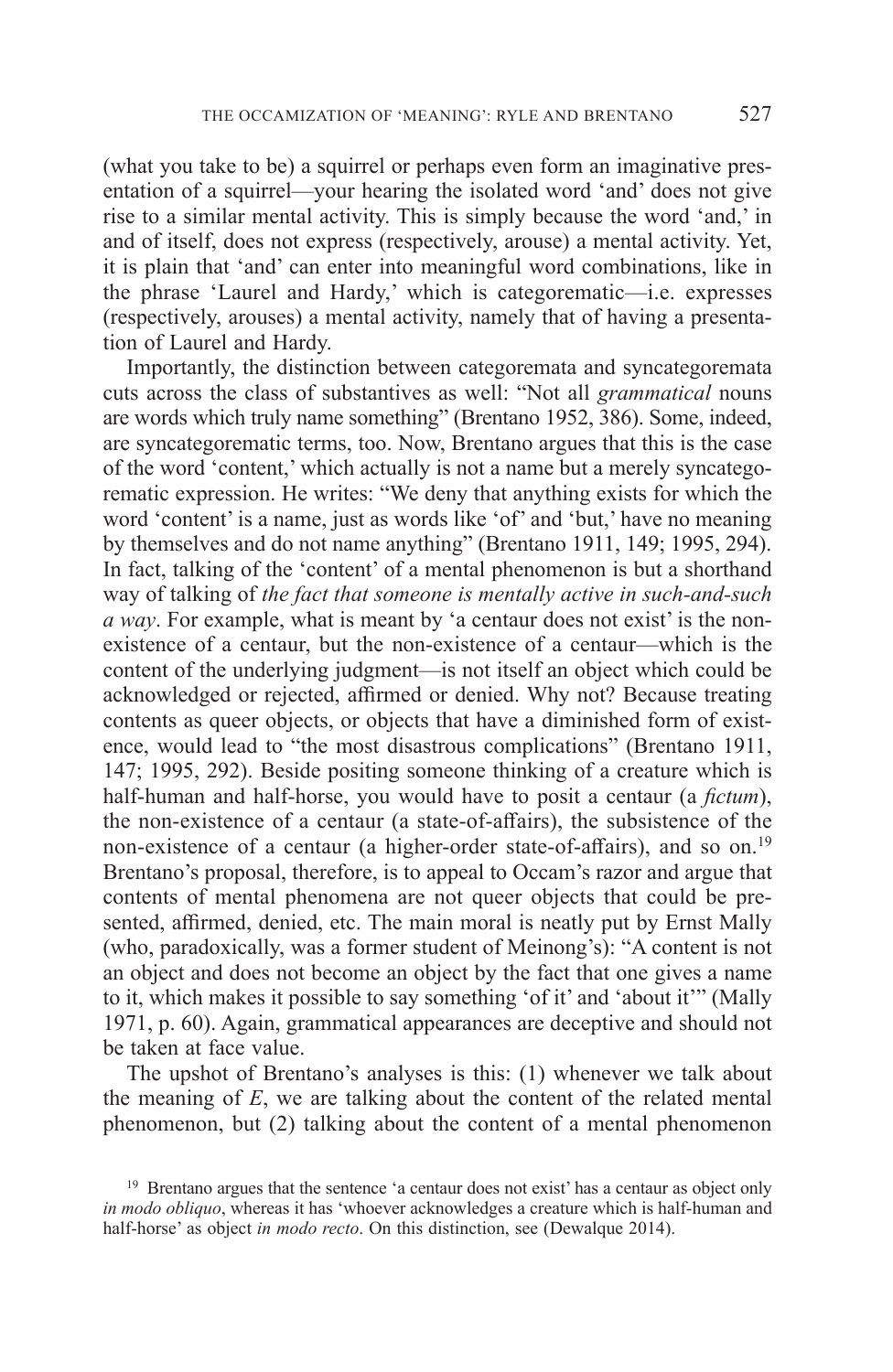(what you take to be) a squirrel or perhaps even form an imaginative presentation of a squirrel—your hearing the isolated word 'and' does not give rise to a similar mental activity. This is simply because the word 'and,' in and of itself, does not express (respectively, arouse) a mental activity. Yet, it is plain that 'and' can enter into meaningful word combinations, like in the phrase 'Laurel and Hardy,' which is categorematic—i.e. expresses (respectively, arouses) a mental activity, namely that of having a presentation of Laurel and Hardy.

Importantly, the distinction between categoremata and syncategoremata cuts across the class of substantives as well: "Not all *grammatical* nouns are words which truly name something" (Brentano 1952, 386). Some, indeed, are syncategorematic terms, too. Now, Brentano argues that this is the case of the word 'content,' which actually is not a name but a merely syncategorematic expression. He writes: "We deny that anything exists for which the word 'content' is a name, just as words like 'of' and 'but,' have no meaning by themselves and do not name anything" (Brentano 1911, 149; 1995, 294). In fact, talking of the 'content' of a mental phenomenon is but a shorthand way of talking of *the fact that someone is mentally active in such-and-such a way*. For example, what is meant by 'a centaur does not exist' is the non-existence of a centaur, but the non-existence of a centaur—which is the content of the underlying judgment—is not itself an object which could be acknowledged or rejected, affirmed or denied. Why not? Because treating contents as queer objects, or objects that have a diminished form of existence, would lead to "the most disastrous complications" (Brentano 1911, 147; 1995, 292). Beside positing someone thinking of a creature which is half-human and half-horse, you would have to posit a centaur (a *fictum*), the non-existence of a centaur (a state-of-affairs), the subsistence of the non-existence of a centaur (a higher-order state-of-affairs), and so on.[19] Brentano's proposal, therefore, is to appeal to Occam's razor and argue that contents of mental phenomena are not queer objects that could be presented, affirmed, denied, etc. The main moral is neatly put by Ernst Mally (who, paradoxically, was a former student of Meinong's): "A content is not an object and does not become an object by the fact that one gives a name to it, which makes it possible to say something 'of it' and 'about it'" (Mally 1971, p. 60). Again, grammatical appearances are deceptive and should not be taken at face value.

The upshot of Brentano's analyses is this: (1) whenever we talk about the meaning of *E*, we are talking about the content of the related mental phenomenon, but (2) talking about the content of a mental phenomenon

[19] Brentano argues that the sentence 'a centaur does not exist' has a centaur as object only *in modo obliquo*, whereas it has 'whoever acknowledges a creature which is half-human and half-horse' as object *in modo recto*. On this distinction, see (Dewalque 2014).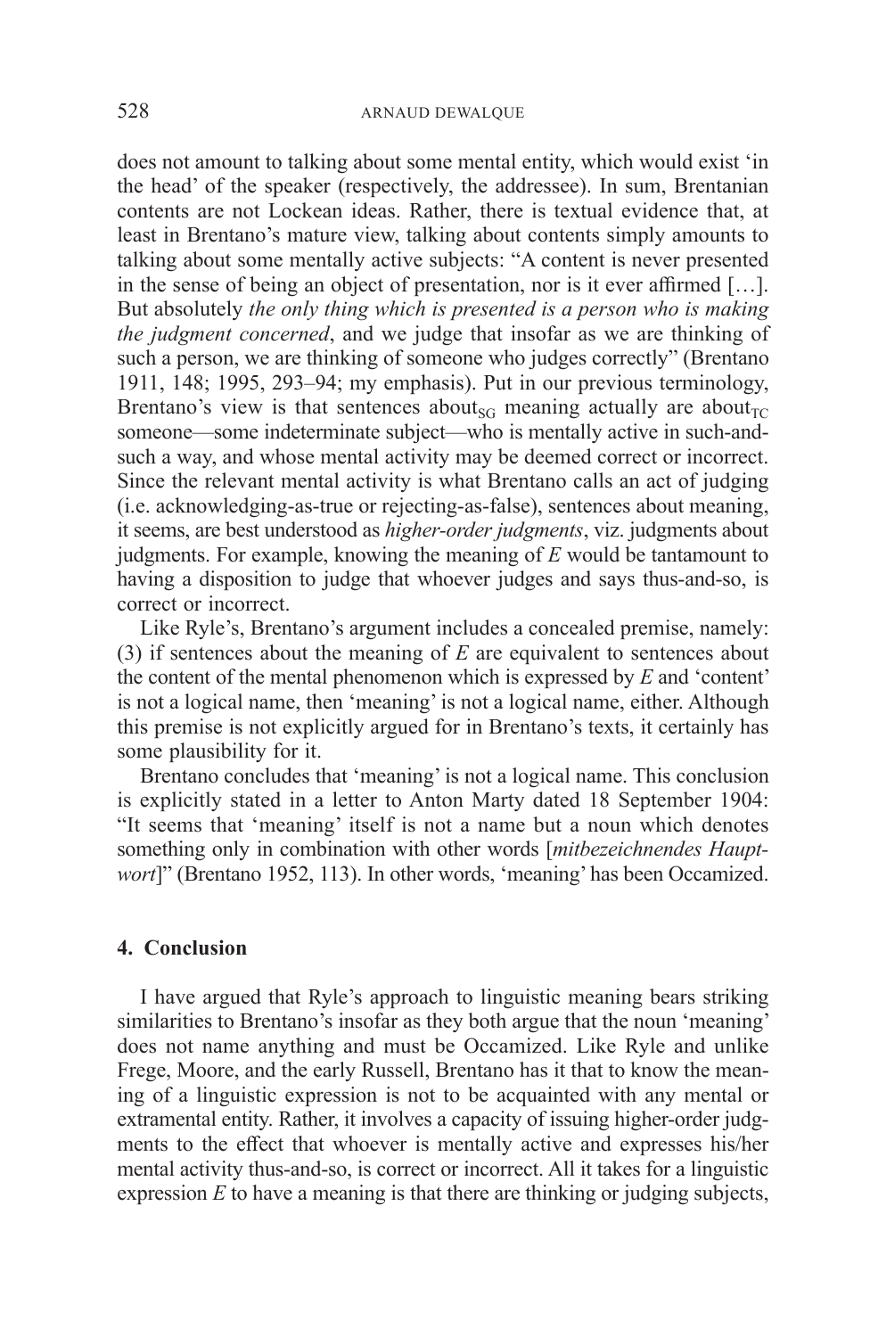does not amount to talking about some mental entity, which would exist 'in the head' of the speaker (respectively, the addressee). In sum, Brentanian contents are not Lockean ideas. Rather, there is textual evidence that, at least in Brentano's mature view, talking about contents simply amounts to talking about some mentally active subjects: "A content is never presented in the sense of being an object of presentation, nor is it ever affirmed […]. But absolutely *the only thing which is presented is a person who is making the judgment concerned*, and we judge that insofar as we are thinking of such a person, we are thinking of someone who judges correctly" (Brentano 1911, 148; 1995, 293–94; my emphasis). Put in our previous terminology, Brentano's view is that sentences about$_{SG}$ meaning actually are about$_{TC}$ someone—some indeterminate subject—who is mentally active in such-and-such a way, and whose mental activity may be deemed correct or incorrect. Since the relevant mental activity is what Brentano calls an act of judging (i.e. acknowledging-as-true or rejecting-as-false), sentences about meaning, it seems, are best understood as *higher-order judgments*, viz. judgments about judgments. For example, knowing the meaning of *E* would be tantamount to having a disposition to judge that whoever judges and says thus-and-so, is correct or incorrect.

Like Ryle's, Brentano's argument includes a concealed premise, namely: (3) if sentences about the meaning of *E* are equivalent to sentences about the content of the mental phenomenon which is expressed by *E* and 'content' is not a logical name, then 'meaning' is not a logical name, either. Although this premise is not explicitly argued for in Brentano's texts, it certainly has some plausibility for it.

Brentano concludes that 'meaning' is not a logical name. This conclusion is explicitly stated in a letter to Anton Marty dated 18 September 1904: "It seems that 'meaning' itself is not a name but a noun which denotes something only in combination with other words [*mitbezeichnendes Hauptwort*]" (Brentano 1952, 113). In other words, 'meaning' has been Occamized.

## 4. Conclusion

I have argued that Ryle's approach to linguistic meaning bears striking similarities to Brentano's insofar as they both argue that the noun 'meaning' does not name anything and must be Occamized. Like Ryle and unlike Frege, Moore, and the early Russell, Brentano has it that to know the meaning of a linguistic expression is not to be acquainted with any mental or extramental entity. Rather, it involves a capacity of issuing higher-order judgments to the effect that whoever is mentally active and expresses his/her mental activity thus-and-so, is correct or incorrect. All it takes for a linguistic expression *E* to have a meaning is that there are thinking or judging subjects,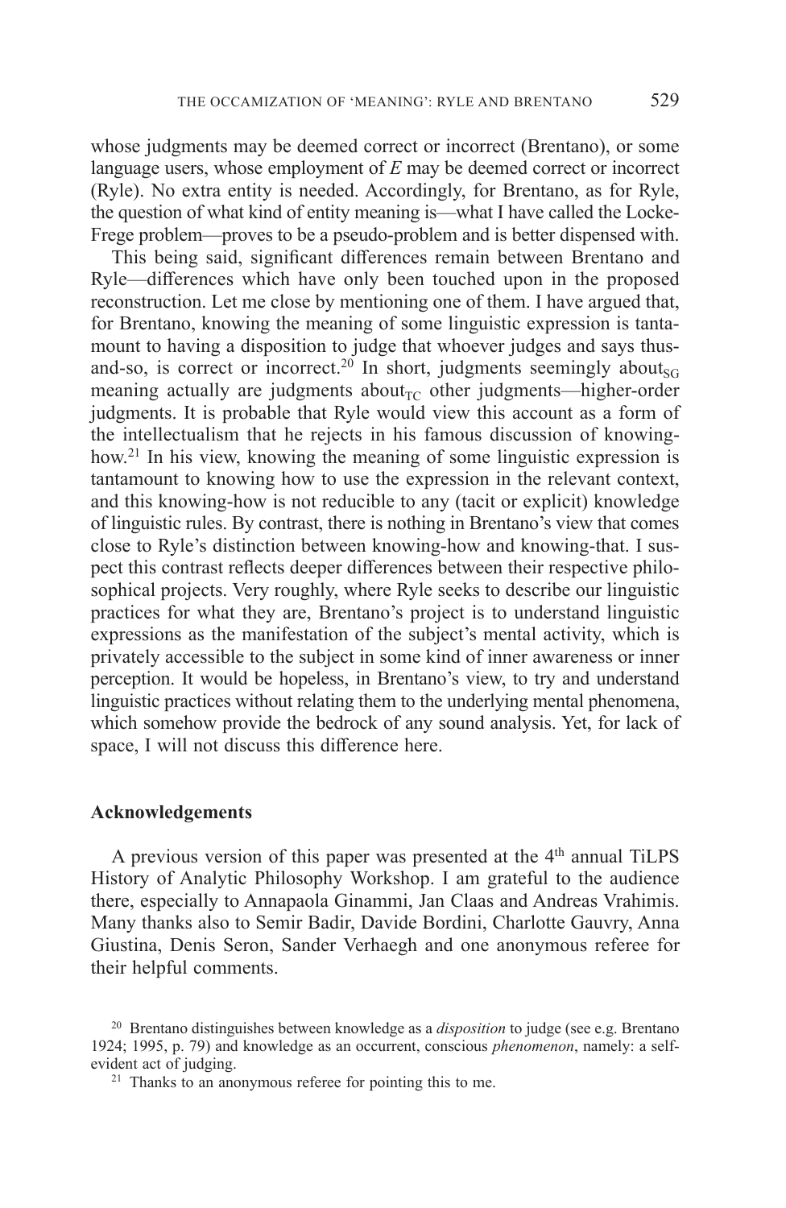whose judgments may be deemed correct or incorrect (Brentano), or some language users, whose employment of *E* may be deemed correct or incorrect (Ryle). No extra entity is needed. Accordingly, for Brentano, as for Ryle, the question of what kind of entity meaning is—what I have called the Locke-Frege problem—proves to be a pseudo-problem and is better dispensed with.

This being said, significant differences remain between Brentano and Ryle—differences which have only been touched upon in the proposed reconstruction. Let me close by mentioning one of them. I have argued that, for Brentano, knowing the meaning of some linguistic expression is tantamount to having a disposition to judge that whoever judges and says thus-and-so, is correct or incorrect.[20] In short, judgments seemingly about$_{SG}$ meaning actually are judgments about$_{TC}$ other judgments—higher-order judgments. It is probable that Ryle would view this account as a form of the intellectualism that he rejects in his famous discussion of knowing-how.[21] In his view, knowing the meaning of some linguistic expression is tantamount to knowing how to use the expression in the relevant context, and this knowing-how is not reducible to any (tacit or explicit) knowledge of linguistic rules. By contrast, there is nothing in Brentano's view that comes close to Ryle's distinction between knowing-how and knowing-that. I suspect this contrast reflects deeper differences between their respective philosophical projects. Very roughly, where Ryle seeks to describe our linguistic practices for what they are, Brentano's project is to understand linguistic expressions as the manifestation of the subject's mental activity, which is privately accessible to the subject in some kind of inner awareness or inner perception. It would be hopeless, in Brentano's view, to try and understand linguistic practices without relating them to the underlying mental phenomena, which somehow provide the bedrock of any sound analysis. Yet, for lack of space, I will not discuss this difference here.

## Acknowledgements

A previous version of this paper was presented at the 4th annual TiLPS History of Analytic Philosophy Workshop. I am grateful to the audience there, especially to Annapaola Ginammi, Jan Claas and Andreas Vrahimis. Many thanks also to Semir Badir, Davide Bordini, Charlotte Gauvry, Anna Giustina, Denis Seron, Sander Verhaegh and one anonymous referee for their helpful comments.

[20] Brentano distinguishes between knowledge as a *disposition* to judge (see e.g. Brentano 1924; 1995, p. 79) and knowledge as an occurrent, conscious *phenomenon*, namely: a self-evident act of judging.

[21] Thanks to an anonymous referee for pointing this to me.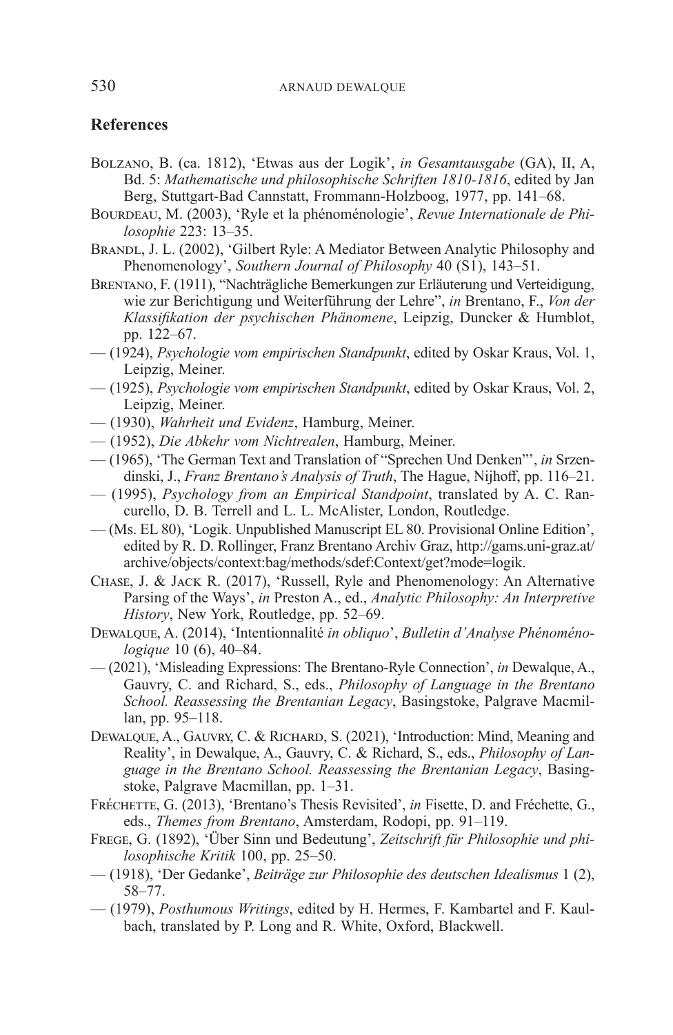## References

Bolzano, B. (ca. 1812), 'Etwas aus der Logik', *in Gesamtausgabe* (GA), II, A, Bd. 5: *Mathematische und philosophische Schriften 1810-1816*, edited by Jan Berg, Stuttgart-Bad Cannstatt, Frommann-Holzboog, 1977, pp. 141–68.

Bourdeau, M. (2003), 'Ryle et la phénoménologie', *Revue Internationale de Philosophie* 223: 13–35.

Brandl, J. L. (2002), 'Gilbert Ryle: A Mediator Between Analytic Philosophy and Phenomenology', *Southern Journal of Philosophy* 40 (S1), 143–51.

Brentano, F. (1911), "Nachträgliche Bemerkungen zur Erläuterung und Verteidigung, wie zur Berichtigung und Weiterführung der Lehre", *in* Brentano, F., *Von der Klassifikation der psychischen Phänomene*, Leipzig, Duncker & Humblot, pp. 122–67.

— (1924), *Psychologie vom empirischen Standpunkt*, edited by Oskar Kraus, Vol. 1, Leipzig, Meiner.

— (1925), *Psychologie vom empirischen Standpunkt*, edited by Oskar Kraus, Vol. 2, Leipzig, Meiner.

— (1930), *Wahrheit und Evidenz*, Hamburg, Meiner.

— (1952), *Die Abkehr vom Nichtrealen*, Hamburg, Meiner.

— (1965), 'The German Text and Translation of "Sprechen Und Denken"', *in* Srzendinski, J., *Franz Brentano's Analysis of Truth*, The Hague, Nijhoff, pp. 116–21.

— (1995), *Psychology from an Empirical Standpoint*, translated by A. C. Rancurello, D. B. Terrell and L. L. McAlister, London, Routledge.

— (Ms. EL 80), 'Logik. Unpublished Manuscript EL 80. Provisional Online Edition', edited by R. D. Rollinger, Franz Brentano Archiv Graz, http://gams.uni-graz.at/archive/objects/context:bag/methods/sdef:Context/get?mode=logik.

Chase, J. & Jack R. (2017), 'Russell, Ryle and Phenomenology: An Alternative Parsing of the Ways', *in* Preston A., ed., *Analytic Philosophy: An Interpretive History*, New York, Routledge, pp. 52–69.

Dewalque, A. (2014), 'Intentionnalité *in obliquo*', *Bulletin d'Analyse Phénoménologique* 10 (6), 40–84.

— (2021), 'Misleading Expressions: The Brentano-Ryle Connection', *in* Dewalque, A., Gauvry, C. and Richard, S., eds., *Philosophy of Language in the Brentano School. Reassessing the Brentanian Legacy*, Basingstoke, Palgrave Macmillan, pp. 95–118.

Dewalque, A., Gauvry, C. & Richard, S. (2021), 'Introduction: Mind, Meaning and Reality', in Dewalque, A., Gauvry, C. & Richard, S., eds., *Philosophy of Language in the Brentano School. Reassessing the Brentanian Legacy*, Basingstoke, Palgrave Macmillan, pp. 1–31.

Fréchette, G. (2013), 'Brentano's Thesis Revisited', *in* Fisette, D. and Fréchette, G., eds., *Themes from Brentano*, Amsterdam, Rodopi, pp. 91–119.

Frege, G. (1892), 'Über Sinn und Bedeutung', *Zeitschrift für Philosophie und philosophische Kritik* 100, pp. 25–50.

— (1918), 'Der Gedanke', *Beiträge zur Philosophie des deutschen Idealismus* 1 (2), 58–77.

— (1979), *Posthumous Writings*, edited by H. Hermes, F. Kambartel and F. Kaulbach, translated by P. Long and R. White, Oxford, Blackwell.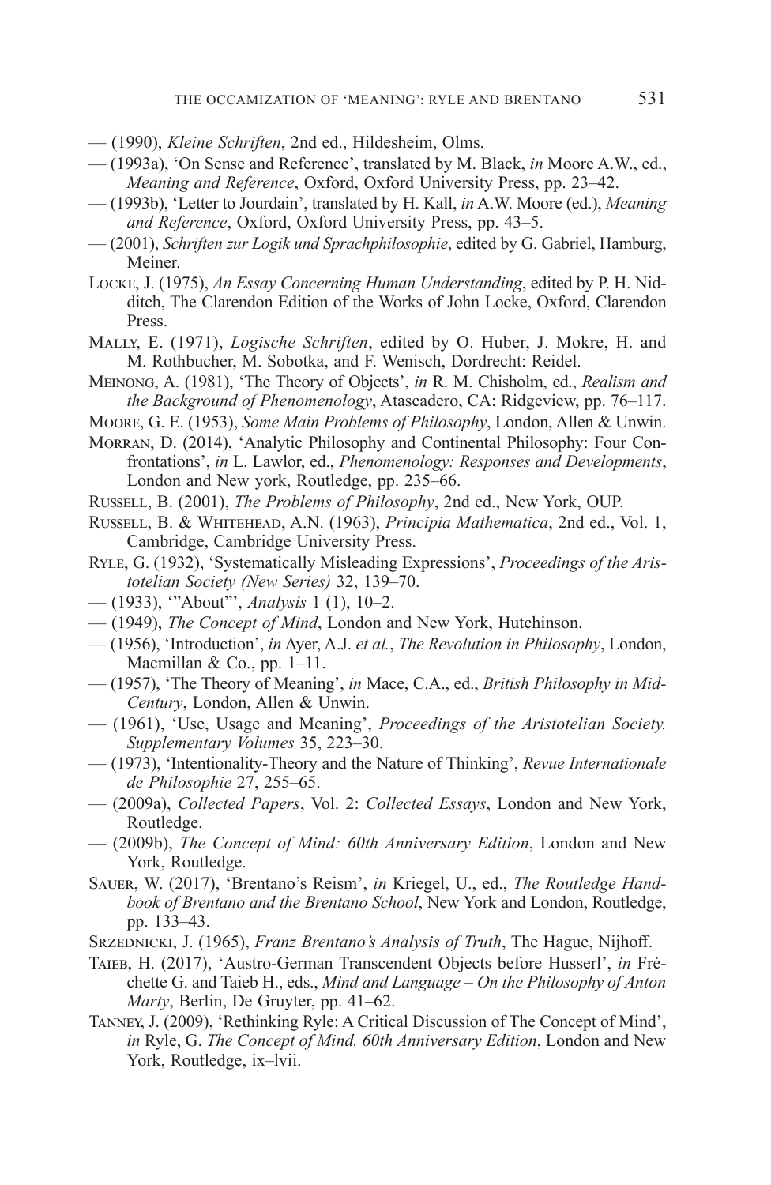— (1990), *Kleine Schriften*, 2nd ed., Hildesheim, Olms.

— (1993a), 'On Sense and Reference', translated by M. Black, *in* Moore A.W., ed., *Meaning and Reference*, Oxford, Oxford University Press, pp. 23–42.

— (1993b), 'Letter to Jourdain', translated by H. Kall, *in* A.W. Moore (ed.), *Meaning and Reference*, Oxford, Oxford University Press, pp. 43–5.

— (2001), *Schriften zur Logik und Sprachphilosophie*, edited by G. Gabriel, Hamburg, Meiner.

Locke, J. (1975), *An Essay Concerning Human Understanding*, edited by P. H. Nidditch, The Clarendon Edition of the Works of John Locke, Oxford, Clarendon Press.

Mally, E. (1971), *Logische Schriften*, edited by O. Huber, J. Mokre, H. and M. Rothbucher, M. Sobotka, and F. Wenisch, Dordrecht: Reidel.

Meinong, A. (1981), 'The Theory of Objects', *in* R. M. Chisholm, ed., *Realism and the Background of Phenomenology*, Atascadero, CA: Ridgeview, pp. 76–117.

Moore, G. E. (1953), *Some Main Problems of Philosophy*, London, Allen & Unwin.

Morran, D. (2014), 'Analytic Philosophy and Continental Philosophy: Four Confrontations', *in* L. Lawlor, ed., *Phenomenology: Responses and Developments*, London and New york, Routledge, pp. 235–66.

Russell, B. (2001), *The Problems of Philosophy*, 2nd ed., New York, OUP.

Russell, B. & Whitehead, A.N. (1963), *Principia Mathematica*, 2nd ed., Vol. 1, Cambridge, Cambridge University Press.

Ryle, G. (1932), 'Systematically Misleading Expressions', *Proceedings of the Aristotelian Society (New Series)* 32, 139–70.

— (1933), '"About"', *Analysis* 1 (1), 10–2.

— (1949), *The Concept of Mind*, London and New York, Hutchinson.

— (1956), 'Introduction', *in* Ayer, A.J. *et al.*, *The Revolution in Philosophy*, London, Macmillan & Co., pp. 1–11.

— (1957), 'The Theory of Meaning', *in* Mace, C.A., ed., *British Philosophy in Mid-Century*, London, Allen & Unwin.

— (1961), 'Use, Usage and Meaning', *Proceedings of the Aristotelian Society. Supplementary Volumes* 35, 223–30.

— (1973), 'Intentionality-Theory and the Nature of Thinking', *Revue Internationale de Philosophie* 27, 255–65.

— (2009a), *Collected Papers*, Vol. 2: *Collected Essays*, London and New York, Routledge.

— (2009b), *The Concept of Mind: 60th Anniversary Edition*, London and New York, Routledge.

Sauer, W. (2017), 'Brentano's Reism', *in* Kriegel, U., ed., *The Routledge Handbook of Brentano and the Brentano School*, New York and London, Routledge, pp. 133–43.

Srzednicki, J. (1965), *Franz Brentano's Analysis of Truth*, The Hague, Nijhoff.

Taieb, H. (2017), 'Austro-German Transcendent Objects before Husserl', *in* Fréchette G. and Taieb H., eds., *Mind and Language – On the Philosophy of Anton Marty*, Berlin, De Gruyter, pp. 41–62.

Tanney, J. (2009), 'Rethinking Ryle: A Critical Discussion of The Concept of Mind', *in* Ryle, G. *The Concept of Mind. 60th Anniversary Edition*, London and New York, Routledge, ix–lvii.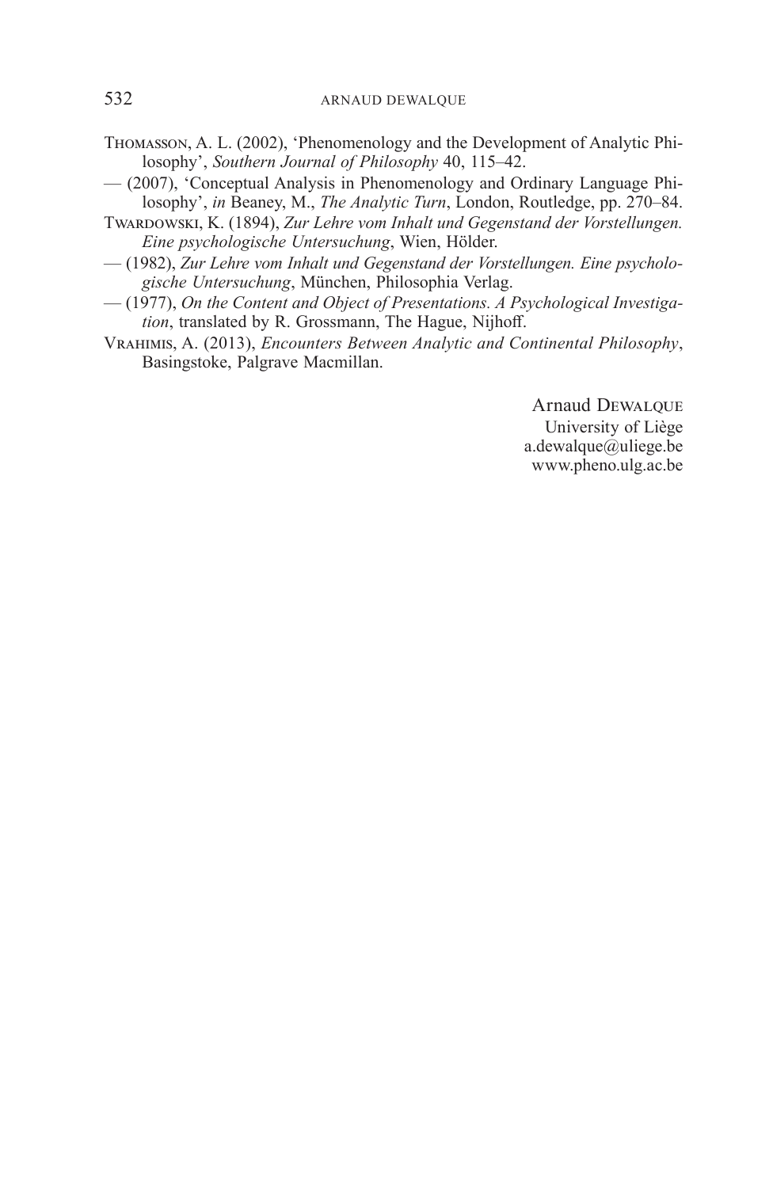Thomasson, A. L. (2002), 'Phenomenology and the Development of Analytic Philosophy', *Southern Journal of Philosophy* 40, 115–42.

— (2007), 'Conceptual Analysis in Phenomenology and Ordinary Language Philosophy', *in* Beaney, M., *The Analytic Turn*, London, Routledge, pp. 270–84.

Twardowski, K. (1894), *Zur Lehre vom Inhalt und Gegenstand der Vorstellungen. Eine psychologische Untersuchung*, Wien, Hölder.

— (1982), *Zur Lehre vom Inhalt und Gegenstand der Vorstellungen. Eine psychologische Untersuchung*, München, Philosophia Verlag.

— (1977), *On the Content and Object of Presentations. A Psychological Investigation*, translated by R. Grossmann, The Hague, Nijhoff.

Vrahimis, A. (2013), *Encounters Between Analytic and Continental Philosophy*, Basingstoke, Palgrave Macmillan.

Arnaud Dewalque
University of Liège
a.dewalque@uliege.be
www.pheno.ulg.ac.be